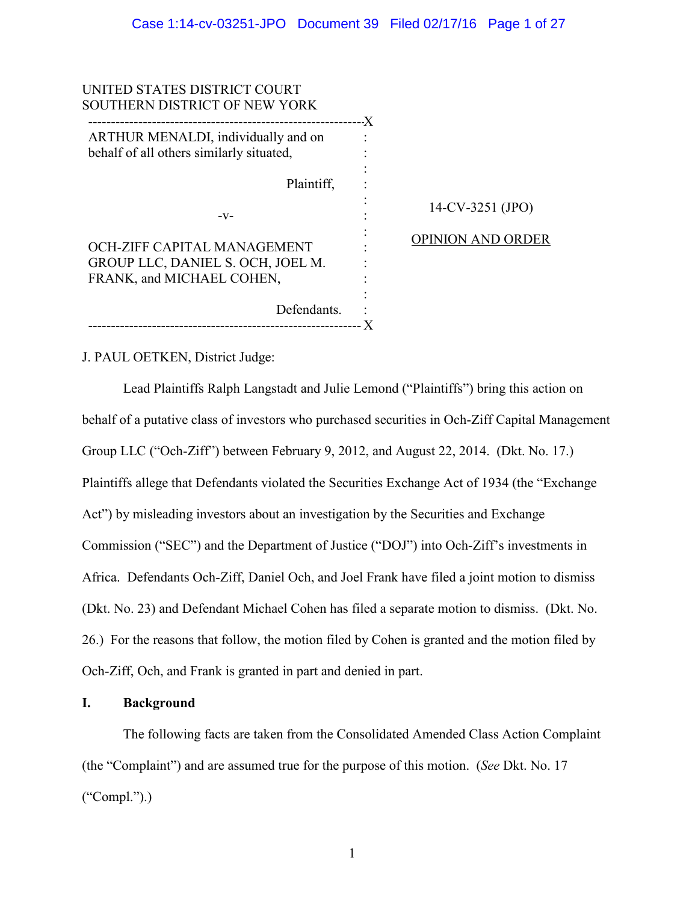UNITED STATES DISTRICT COURT
SOUTHERN DISTRICT OF NEW YORK

ARTHUR MENALDI, individually and on behalf of all others similarly situated,

Plaintiff,

-v-

OCH-ZIFF CAPITAL MANAGEMENT GROUP LLC, DANIEL S. OCH, JOEL M. FRANK, and MICHAEL COHEN,

Defendants.

14-CV-3251 (JPO)

OPINION AND ORDER

J. PAUL OETKEN, District Judge:

Lead Plaintiffs Ralph Langstadt and Julie Lemond ("Plaintiffs") bring this action on behalf of a putative class of investors who purchased securities in Och-Ziff Capital Management Group LLC ("Och-Ziff") between February 9, 2012, and August 22, 2014. (Dkt. No. 17.) Plaintiffs allege that Defendants violated the Securities Exchange Act of 1934 (the "Exchange Act") by misleading investors about an investigation by the Securities and Exchange Commission ("SEC") and the Department of Justice ("DOJ") into Och-Ziff's investments in Africa. Defendants Och-Ziff, Daniel Och, and Joel Frank have filed a joint motion to dismiss (Dkt. No. 23) and Defendant Michael Cohen has filed a separate motion to dismiss. (Dkt. No. 26.) For the reasons that follow, the motion filed by Cohen is granted and the motion filed by Och-Ziff, Och, and Frank is granted in part and denied in part.

## I. Background

The following facts are taken from the Consolidated Amended Class Action Complaint (the "Complaint") and are assumed true for the purpose of this motion. (*See* Dkt. No. 17 ("Compl.").)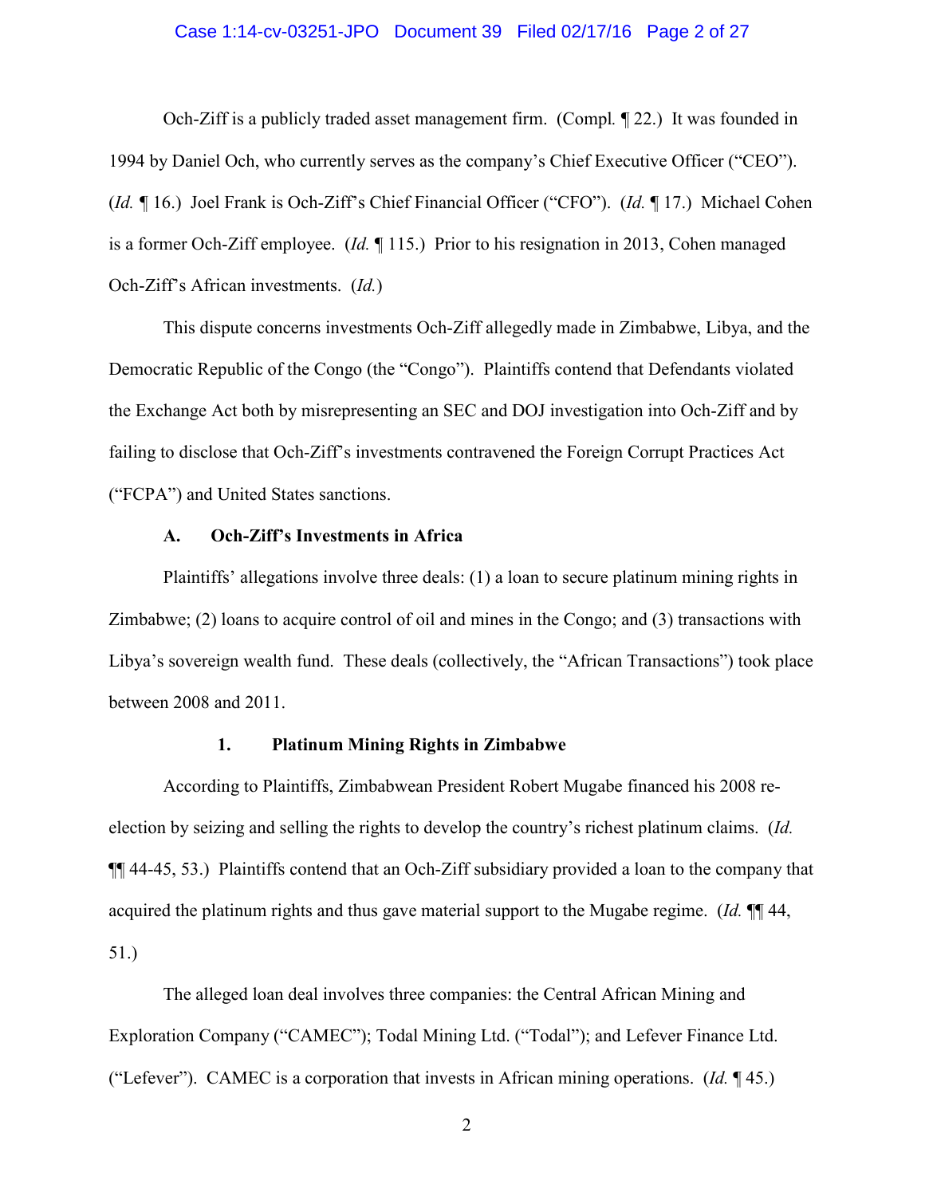Och-Ziff is a publicly traded asset management firm. (Compl. ¶ 22.) It was founded in 1994 by Daniel Och, who currently serves as the company's Chief Executive Officer ("CEO"). (*Id.* ¶ 16.) Joel Frank is Och-Ziff's Chief Financial Officer ("CFO"). (*Id.* ¶ 17.) Michael Cohen is a former Och-Ziff employee. (*Id.* ¶ 115.) Prior to his resignation in 2013, Cohen managed Och-Ziff's African investments. (*Id.*)

This dispute concerns investments Och-Ziff allegedly made in Zimbabwe, Libya, and the Democratic Republic of the Congo (the "Congo"). Plaintiffs contend that Defendants violated the Exchange Act both by misrepresenting an SEC and DOJ investigation into Och-Ziff and by failing to disclose that Och-Ziff's investments contravened the Foreign Corrupt Practices Act ("FCPA") and United States sanctions.

### A. Och-Ziff's Investments in Africa

Plaintiffs' allegations involve three deals: (1) a loan to secure platinum mining rights in Zimbabwe; (2) loans to acquire control of oil and mines in the Congo; and (3) transactions with Libya's sovereign wealth fund. These deals (collectively, the "African Transactions") took place between 2008 and 2011.

#### 1. Platinum Mining Rights in Zimbabwe

According to Plaintiffs, Zimbabwean President Robert Mugabe financed his 2008 re-election by seizing and selling the rights to develop the country's richest platinum claims. (*Id.* ¶¶ 44-45, 53.) Plaintiffs contend that an Och-Ziff subsidiary provided a loan to the company that acquired the platinum rights and thus gave material support to the Mugabe regime. (*Id.* ¶¶ 44, 51.)

The alleged loan deal involves three companies: the Central African Mining and Exploration Company ("CAMEC"); Todal Mining Ltd. ("Todal"); and Lefever Finance Ltd. ("Lefever"). CAMEC is a corporation that invests in African mining operations. (*Id.* ¶ 45.)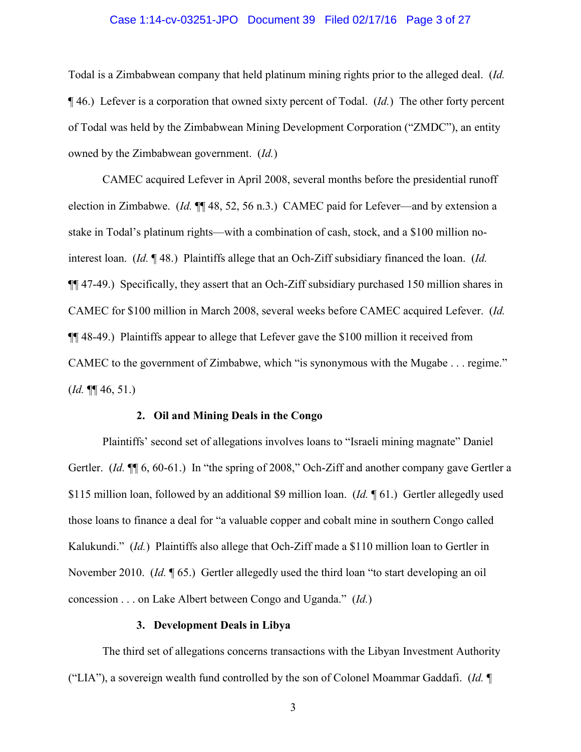Todal is a Zimbabwean company that held platinum mining rights prior to the alleged deal. (*Id.* ¶ 46.) Lefever is a corporation that owned sixty percent of Todal. (*Id.*) The other forty percent of Todal was held by the Zimbabwean Mining Development Corporation ("ZMDC"), an entity owned by the Zimbabwean government. (*Id.*)

CAMEC acquired Lefever in April 2008, several months before the presidential runoff election in Zimbabwe. (*Id.* ¶¶ 48, 52, 56 n.3.) CAMEC paid for Lefever—and by extension a stake in Todal's platinum rights—with a combination of cash, stock, and a $100 million no-interest loan. (*Id.* ¶ 48.) Plaintiffs allege that an Och-Ziff subsidiary financed the loan. (*Id.* ¶¶ 47-49.) Specifically, they assert that an Och-Ziff subsidiary purchased 150 million shares in CAMEC for $100 million in March 2008, several weeks before CAMEC acquired Lefever. (*Id.* ¶¶ 48-49.) Plaintiffs appear to allege that Lefever gave the $100 million it received from CAMEC to the government of Zimbabwe, which "is synonymous with the Mugabe . . . regime." (*Id.* ¶¶ 46, 51.)

### 2. Oil and Mining Deals in the Congo

Plaintiffs' second set of allegations involves loans to "Israeli mining magnate" Daniel Gertler. (*Id.* ¶¶ 6, 60-61.) In "the spring of 2008," Och-Ziff and another company gave Gertler a $115 million loan, followed by an additional $9 million loan. (*Id.* ¶ 61.) Gertler allegedly used those loans to finance a deal for "a valuable copper and cobalt mine in southern Congo called Kalukundi." (*Id.*) Plaintiffs also allege that Och-Ziff made a $110 million loan to Gertler in November 2010. (*Id.* ¶ 65.) Gertler allegedly used the third loan "to start developing an oil concession . . . on Lake Albert between Congo and Uganda." (*Id.*)

### 3. Development Deals in Libya

The third set of allegations concerns transactions with the Libyan Investment Authority ("LIA"), a sovereign wealth fund controlled by the son of Colonel Moammar Gaddafi. (*Id.* ¶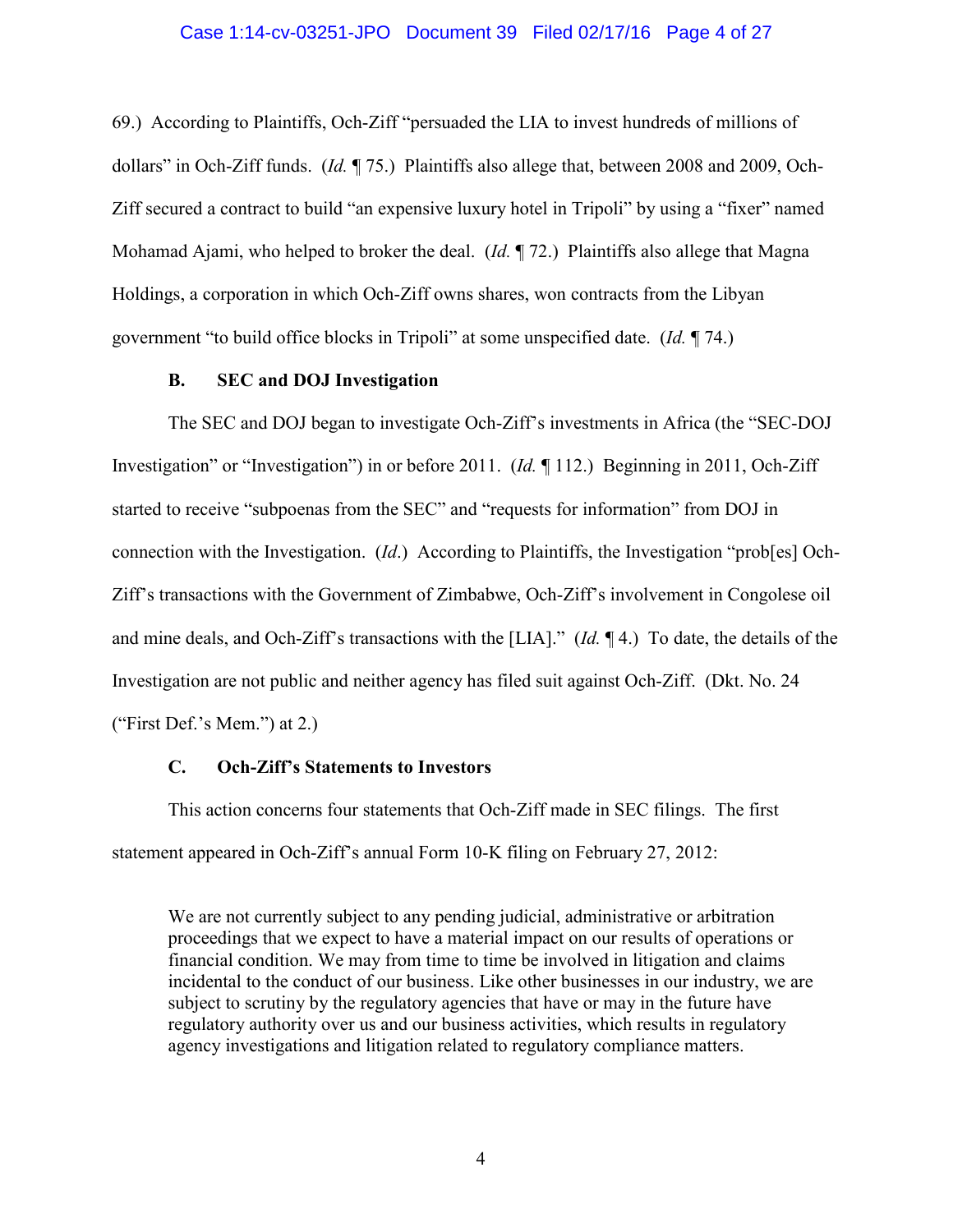69.) According to Plaintiffs, Och-Ziff "persuaded the LIA to invest hundreds of millions of dollars" in Och-Ziff funds. (*Id.* ¶ 75.) Plaintiffs also allege that, between 2008 and 2009, Och-Ziff secured a contract to build "an expensive luxury hotel in Tripoli" by using a "fixer" named Mohamad Ajami, who helped to broker the deal. (*Id.* ¶ 72.) Plaintiffs also allege that Magna Holdings, a corporation in which Och-Ziff owns shares, won contracts from the Libyan government "to build office blocks in Tripoli" at some unspecified date. (*Id.* ¶ 74.)

### B. SEC and DOJ Investigation

The SEC and DOJ began to investigate Och-Ziff's investments in Africa (the "SEC-DOJ Investigation" or "Investigation") in or before 2011. (*Id.* ¶ 112.) Beginning in 2011, Och-Ziff started to receive "subpoenas from the SEC" and "requests for information" from DOJ in connection with the Investigation. (*Id*.) According to Plaintiffs, the Investigation "prob[es] Och-Ziff's transactions with the Government of Zimbabwe, Och-Ziff's involvement in Congolese oil and mine deals, and Och-Ziff's transactions with the [LIA]." (*Id.* ¶ 4.) To date, the details of the Investigation are not public and neither agency has filed suit against Och-Ziff. (Dkt. No. 24 ("First Def.'s Mem.") at 2.)

### C. Och-Ziff's Statements to Investors

This action concerns four statements that Och-Ziff made in SEC filings. The first statement appeared in Och-Ziff's annual Form 10-K filing on February 27, 2012:

> We are not currently subject to any pending judicial, administrative or arbitration proceedings that we expect to have a material impact on our results of operations or financial condition. We may from time to time be involved in litigation and claims incidental to the conduct of our business. Like other businesses in our industry, we are subject to scrutiny by the regulatory agencies that have or may in the future have regulatory authority over us and our business activities, which results in regulatory agency investigations and litigation related to regulatory compliance matters.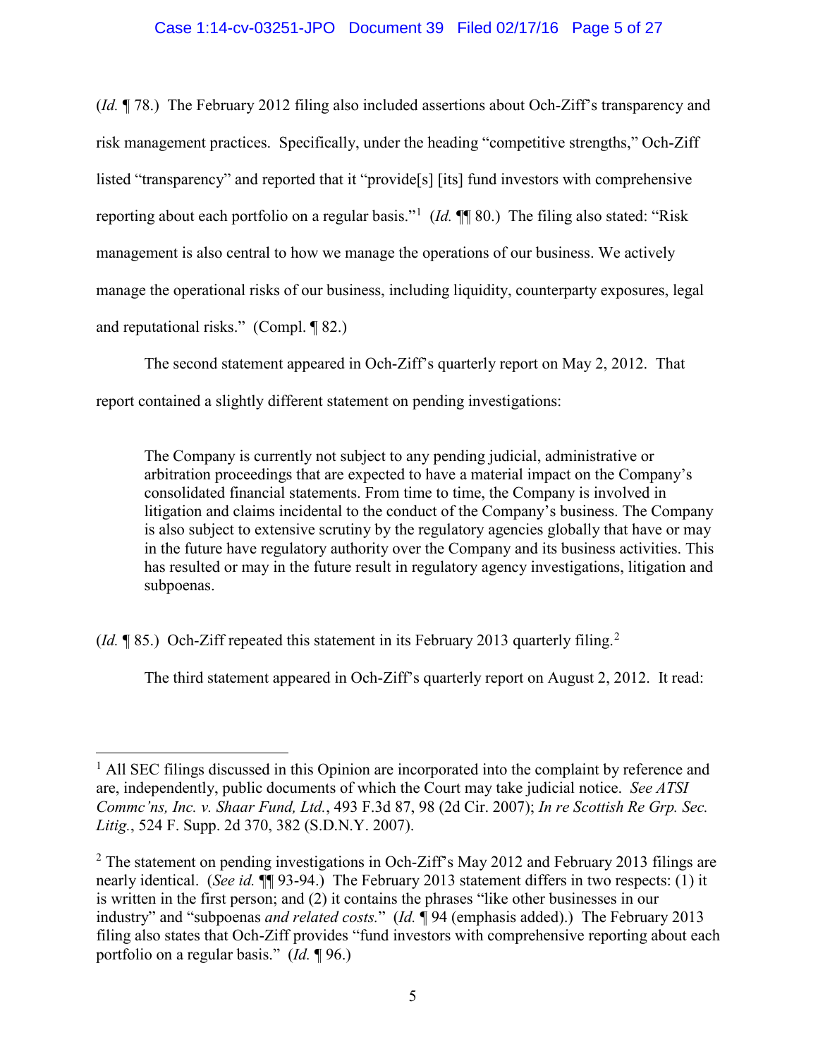(*Id.* ¶ 78.) The February 2012 filing also included assertions about Och-Ziff's transparency and risk management practices. Specifically, under the heading "competitive strengths," Och-Ziff listed "transparency" and reported that it "provide[s] [its] fund investors with comprehensive reporting about each portfolio on a regular basis."[1] (*Id.* ¶¶ 80.) The filing also stated: "Risk management is also central to how we manage the operations of our business. We actively manage the operational risks of our business, including liquidity, counterparty exposures, legal and reputational risks." (Compl. ¶ 82.)

The second statement appeared in Och-Ziff's quarterly report on May 2, 2012. That report contained a slightly different statement on pending investigations:

> The Company is currently not subject to any pending judicial, administrative or arbitration proceedings that are expected to have a material impact on the Company's consolidated financial statements. From time to time, the Company is involved in litigation and claims incidental to the conduct of the Company's business. The Company is also subject to extensive scrutiny by the regulatory agencies globally that have or may in the future have regulatory authority over the Company and its business activities. This has resulted or may in the future result in regulatory agency investigations, litigation and subpoenas.

(*Id.* ¶ 85.) Och-Ziff repeated this statement in its February 2013 quarterly filing.[2]

The third statement appeared in Och-Ziff's quarterly report on August 2, 2012. It read:

---

[1] All SEC filings discussed in this Opinion are incorporated into the complaint by reference and are, independently, public documents of which the Court may take judicial notice. *See ATSI Commc'ns, Inc. v. Shaar Fund, Ltd.*, 493 F.3d 87, 98 (2d Cir. 2007); *In re Scottish Re Grp. Sec. Litig.*, 524 F. Supp. 2d 370, 382 (S.D.N.Y. 2007).

[2] The statement on pending investigations in Och-Ziff's May 2012 and February 2013 filings are nearly identical. (*See id.* ¶¶ 93-94.) The February 2013 statement differs in two respects: (1) it is written in the first person; and (2) it contains the phrases "like other businesses in our industry" and "subpoenas *and related costs.*" (*Id.* ¶ 94 (emphasis added).) The February 2013 filing also states that Och-Ziff provides "fund investors with comprehensive reporting about each portfolio on a regular basis." (*Id.* ¶ 96.)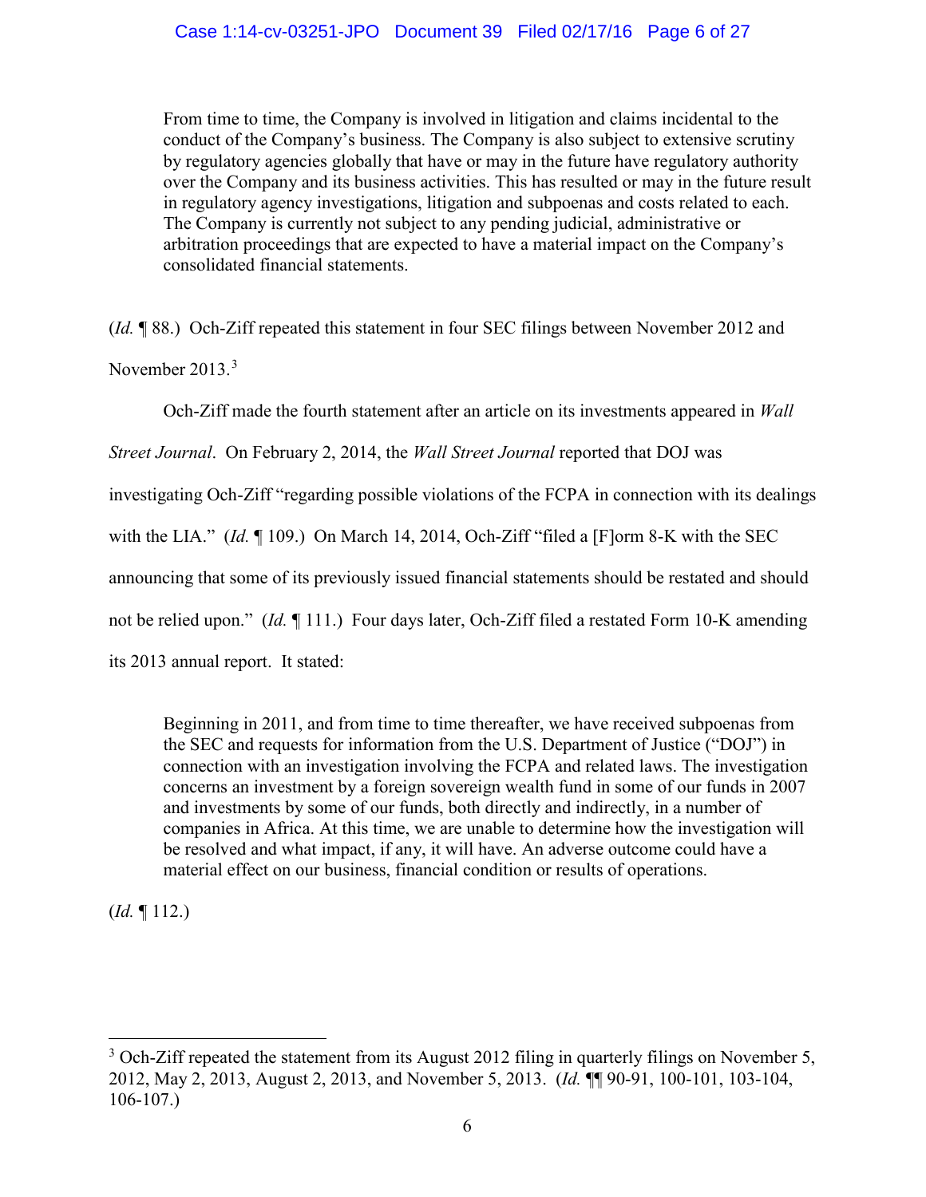> From time to time, the Company is involved in litigation and claims incidental to the conduct of the Company's business. The Company is also subject to extensive scrutiny by regulatory agencies globally that have or may in the future have regulatory authority over the Company and its business activities. This has resulted or may in the future result in regulatory agency investigations, litigation and subpoenas and costs related to each. The Company is currently not subject to any pending judicial, administrative or arbitration proceedings that are expected to have a material impact on the Company's consolidated financial statements.

(*Id.* ¶ 88.) Och-Ziff repeated this statement in four SEC filings between November 2012 and November 2013.[3]

Och-Ziff made the fourth statement after an article on its investments appeared in *Wall Street Journal*. On February 2, 2014, the *Wall Street Journal* reported that DOJ was investigating Och-Ziff "regarding possible violations of the FCPA in connection with its dealings with the LIA." (*Id.* ¶ 109.) On March 14, 2014, Och-Ziff "filed a [F]orm 8-K with the SEC announcing that some of its previously issued financial statements should be restated and should not be relied upon." (*Id.* ¶ 111.) Four days later, Och-Ziff filed a restated Form 10-K amending its 2013 annual report. It stated:

> Beginning in 2011, and from time to time thereafter, we have received subpoenas from the SEC and requests for information from the U.S. Department of Justice ("DOJ") in connection with an investigation involving the FCPA and related laws. The investigation concerns an investment by a foreign sovereign wealth fund in some of our funds in 2007 and investments by some of our funds, both directly and indirectly, in a number of companies in Africa. At this time, we are unable to determine how the investigation will be resolved and what impact, if any, it will have. An adverse outcome could have a material effect on our business, financial condition or results of operations.

(*Id.* ¶ 112.)

---

[3] Och-Ziff repeated the statement from its August 2012 filing in quarterly filings on November 5, 2012, May 2, 2013, August 2, 2013, and November 5, 2013. (*Id.* ¶¶ 90-91, 100-101, 103-104, 106-107.)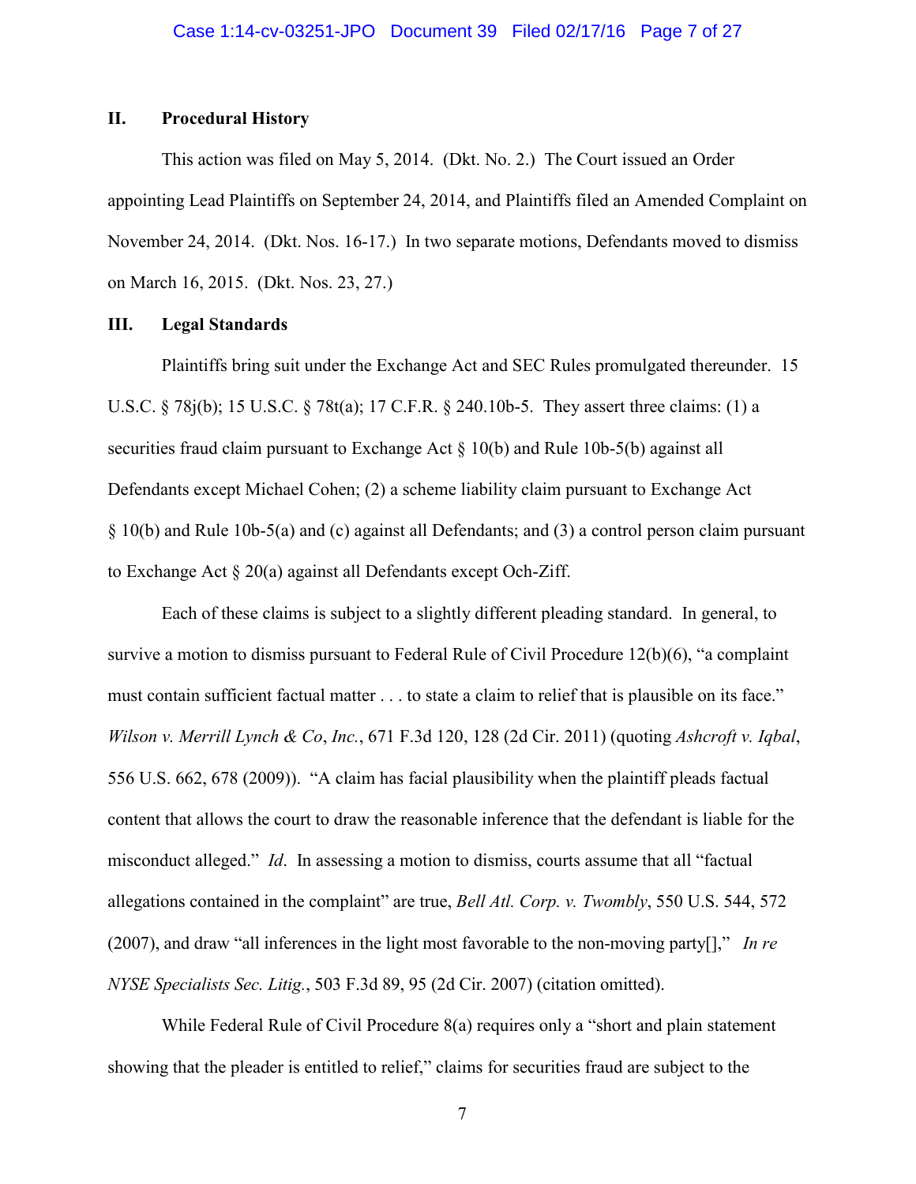## II. Procedural History

This action was filed on May 5, 2014. (Dkt. No. 2.) The Court issued an Order appointing Lead Plaintiffs on September 24, 2014, and Plaintiffs filed an Amended Complaint on November 24, 2014. (Dkt. Nos. 16-17.) In two separate motions, Defendants moved to dismiss on March 16, 2015. (Dkt. Nos. 23, 27.)

## III. Legal Standards

Plaintiffs bring suit under the Exchange Act and SEC Rules promulgated thereunder. 15 U.S.C. § 78j(b); 15 U.S.C. § 78t(a); 17 C.F.R. § 240.10b-5. They assert three claims: (1) a securities fraud claim pursuant to Exchange Act § 10(b) and Rule 10b-5(b) against all Defendants except Michael Cohen; (2) a scheme liability claim pursuant to Exchange Act § 10(b) and Rule 10b-5(a) and (c) against all Defendants; and (3) a control person claim pursuant to Exchange Act § 20(a) against all Defendants except Och-Ziff.

Each of these claims is subject to a slightly different pleading standard. In general, to survive a motion to dismiss pursuant to Federal Rule of Civil Procedure 12(b)(6), "a complaint must contain sufficient factual matter . . . to state a claim to relief that is plausible on its face." *Wilson v. Merrill Lynch & Co, Inc.*, 671 F.3d 120, 128 (2d Cir. 2011) (quoting *Ashcroft v. Iqbal*, 556 U.S. 662, 678 (2009)). "A claim has facial plausibility when the plaintiff pleads factual content that allows the court to draw the reasonable inference that the defendant is liable for the misconduct alleged." *Id*. In assessing a motion to dismiss, courts assume that all "factual allegations contained in the complaint" are true, *Bell Atl. Corp. v. Twombly*, 550 U.S. 544, 572 (2007), and draw "all inferences in the light most favorable to the non-moving party[]," *In re NYSE Specialists Sec. Litig.*, 503 F.3d 89, 95 (2d Cir. 2007) (citation omitted).

While Federal Rule of Civil Procedure 8(a) requires only a "short and plain statement showing that the pleader is entitled to relief," claims for securities fraud are subject to the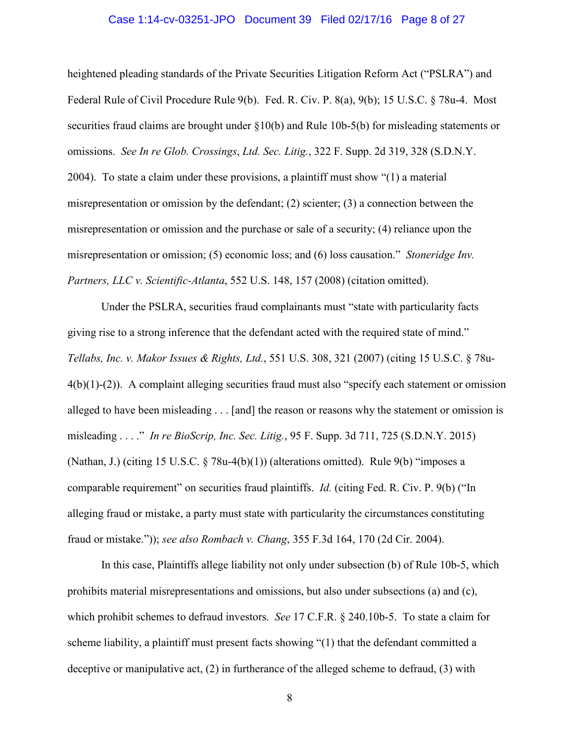heightened pleading standards of the Private Securities Litigation Reform Act ("PSLRA") and Federal Rule of Civil Procedure Rule 9(b). Fed. R. Civ. P. 8(a), 9(b); 15 U.S.C. § 78u-4. Most securities fraud claims are brought under §10(b) and Rule 10b-5(b) for misleading statements or omissions. *See In re Glob. Crossings*, *Ltd. Sec. Litig.*, 322 F. Supp. 2d 319, 328 (S.D.N.Y. 2004). To state a claim under these provisions, a plaintiff must show "(1) a material misrepresentation or omission by the defendant; (2) scienter; (3) a connection between the misrepresentation or omission and the purchase or sale of a security; (4) reliance upon the misrepresentation or omission; (5) economic loss; and (6) loss causation." *Stoneridge Inv. Partners, LLC v. Scientific-Atlanta*, 552 U.S. 148, 157 (2008) (citation omitted).

Under the PSLRA, securities fraud complainants must "state with particularity facts giving rise to a strong inference that the defendant acted with the required state of mind." *Tellabs, Inc. v. Makor Issues & Rights, Ltd.*, 551 U.S. 308, 321 (2007) (citing 15 U.S.C. § 78u-4(b)(1)-(2)). A complaint alleging securities fraud must also "specify each statement or omission alleged to have been misleading . . . [and] the reason or reasons why the statement or omission is misleading . . . ." *In re BioScrip, Inc. Sec. Litig.*, 95 F. Supp. 3d 711, 725 (S.D.N.Y. 2015) (Nathan, J.) (citing 15 U.S.C. § 78u-4(b)(1)) (alterations omitted). Rule 9(b) "imposes a comparable requirement" on securities fraud plaintiffs. *Id.* (citing Fed. R. Civ. P. 9(b) ("In alleging fraud or mistake, a party must state with particularity the circumstances constituting fraud or mistake.")); *see also Rombach v. Chang*, 355 F.3d 164, 170 (2d Cir. 2004).

In this case, Plaintiffs allege liability not only under subsection (b) of Rule 10b-5, which prohibits material misrepresentations and omissions, but also under subsections (a) and (c), which prohibit schemes to defraud investors. *See* 17 C.F.R. § 240.10b-5. To state a claim for scheme liability, a plaintiff must present facts showing "(1) that the defendant committed a deceptive or manipulative act, (2) in furtherance of the alleged scheme to defraud, (3) with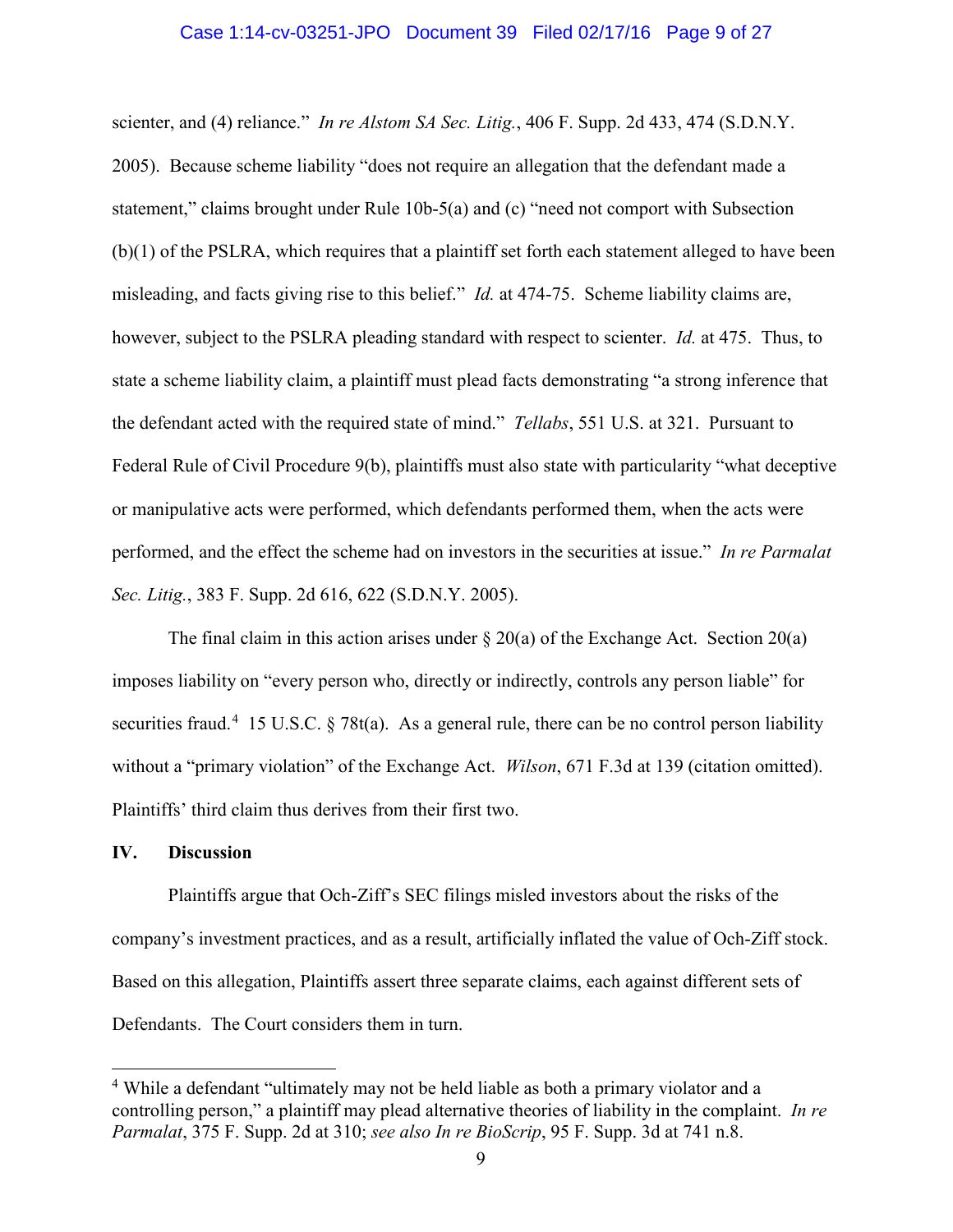scienter, and (4) reliance." *In re Alstom SA Sec. Litig.*, 406 F. Supp. 2d 433, 474 (S.D.N.Y. 2005). Because scheme liability "does not require an allegation that the defendant made a statement," claims brought under Rule 10b-5(a) and (c) "need not comport with Subsection (b)(1) of the PSLRA, which requires that a plaintiff set forth each statement alleged to have been misleading, and facts giving rise to this belief." *Id.* at 474-75. Scheme liability claims are, however, subject to the PSLRA pleading standard with respect to scienter. *Id.* at 475. Thus, to state a scheme liability claim, a plaintiff must plead facts demonstrating "a strong inference that the defendant acted with the required state of mind." *Tellabs*, 551 U.S. at 321. Pursuant to Federal Rule of Civil Procedure 9(b), plaintiffs must also state with particularity "what deceptive or manipulative acts were performed, which defendants performed them, when the acts were performed, and the effect the scheme had on investors in the securities at issue." *In re Parmalat Sec. Litig.*, 383 F. Supp. 2d 616, 622 (S.D.N.Y. 2005).

The final claim in this action arises under § 20(a) of the Exchange Act. Section 20(a) imposes liability on "every person who, directly or indirectly, controls any person liable" for securities fraud.[4] 15 U.S.C. § 78t(a). As a general rule, there can be no control person liability without a "primary violation" of the Exchange Act. *Wilson*, 671 F.3d at 139 (citation omitted). Plaintiffs' third claim thus derives from their first two.

## IV. Discussion

Plaintiffs argue that Och-Ziff's SEC filings misled investors about the risks of the company's investment practices, and as a result, artificially inflated the value of Och-Ziff stock. Based on this allegation, Plaintiffs assert three separate claims, each against different sets of Defendants. The Court considers them in turn.

---

[4] While a defendant "ultimately may not be held liable as both a primary violator and a controlling person," a plaintiff may plead alternative theories of liability in the complaint. *In re Parmalat*, 375 F. Supp. 2d at 310; *see also In re BioScrip*, 95 F. Supp. 3d at 741 n.8.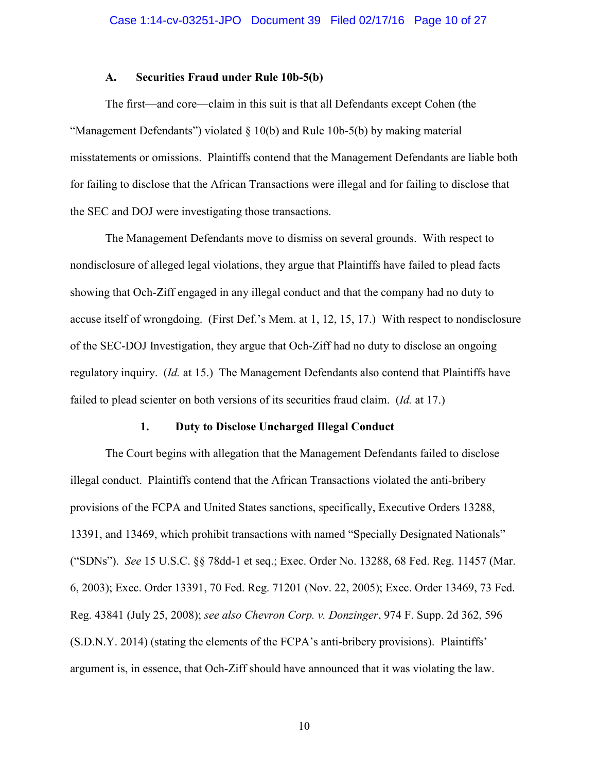### A. Securities Fraud under Rule 10b-5(b)

The first—and core—claim in this suit is that all Defendants except Cohen (the "Management Defendants") violated § 10(b) and Rule 10b-5(b) by making material misstatements or omissions. Plaintiffs contend that the Management Defendants are liable both for failing to disclose that the African Transactions were illegal and for failing to disclose that the SEC and DOJ were investigating those transactions.

The Management Defendants move to dismiss on several grounds. With respect to nondisclosure of alleged legal violations, they argue that Plaintiffs have failed to plead facts showing that Och-Ziff engaged in any illegal conduct and that the company had no duty to accuse itself of wrongdoing. (First Def.'s Mem. at 1, 12, 15, 17.) With respect to nondisclosure of the SEC-DOJ Investigation, they argue that Och-Ziff had no duty to disclose an ongoing regulatory inquiry. (*Id.* at 15.) The Management Defendants also contend that Plaintiffs have failed to plead scienter on both versions of its securities fraud claim. (*Id.* at 17.)

#### 1. Duty to Disclose Uncharged Illegal Conduct

The Court begins with allegation that the Management Defendants failed to disclose illegal conduct. Plaintiffs contend that the African Transactions violated the anti-bribery provisions of the FCPA and United States sanctions, specifically, Executive Orders 13288, 13391, and 13469, which prohibit transactions with named "Specially Designated Nationals" ("SDNs"). *See* 15 U.S.C. §§ 78dd-1 et seq.; Exec. Order No. 13288, 68 Fed. Reg. 11457 (Mar. 6, 2003); Exec. Order 13391, 70 Fed. Reg. 71201 (Nov. 22, 2005); Exec. Order 13469, 73 Fed. Reg. 43841 (July 25, 2008); *see also Chevron Corp. v. Donzinger*, 974 F. Supp. 2d 362, 596 (S.D.N.Y. 2014) (stating the elements of the FCPA's anti-bribery provisions). Plaintiffs' argument is, in essence, that Och-Ziff should have announced that it was violating the law.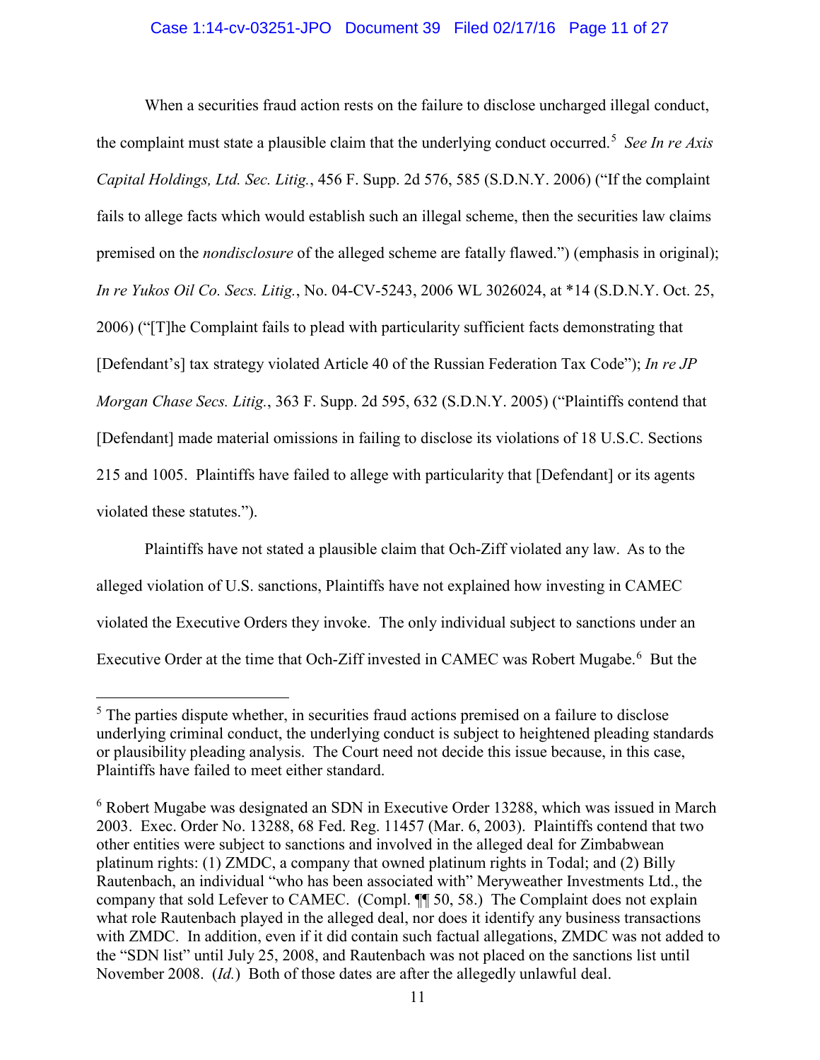When a securities fraud action rests on the failure to disclose uncharged illegal conduct, the complaint must state a plausible claim that the underlying conduct occurred.[5] *See In re Axis Capital Holdings, Ltd. Sec. Litig.*, 456 F. Supp. 2d 576, 585 (S.D.N.Y. 2006) ("If the complaint fails to allege facts which would establish such an illegal scheme, then the securities law claims premised on the *nondisclosure* of the alleged scheme are fatally flawed.") (emphasis in original); *In re Yukos Oil Co. Secs. Litig.*, No. 04-CV-5243, 2006 WL 3026024, at *14 (S.D.N.Y. Oct. 25, 2006) ("[T]he Complaint fails to plead with particularity sufficient facts demonstrating that [Defendant's] tax strategy violated Article 40 of the Russian Federation Tax Code"); *In re JP Morgan Chase Secs. Litig.*, 363 F. Supp. 2d 595, 632 (S.D.N.Y. 2005) ("Plaintiffs contend that [Defendant] made material omissions in failing to disclose its violations of 18 U.S.C. Sections 215 and 1005. Plaintiffs have failed to allege with particularity that [Defendant] or its agents violated these statutes.").

Plaintiffs have not stated a plausible claim that Och-Ziff violated any law. As to the alleged violation of U.S. sanctions, Plaintiffs have not explained how investing in CAMEC violated the Executive Orders they invoke. The only individual subject to sanctions under an Executive Order at the time that Och-Ziff invested in CAMEC was Robert Mugabe.[6] But the

---

[5] The parties dispute whether, in securities fraud actions premised on a failure to disclose underlying criminal conduct, the underlying conduct is subject to heightened pleading standards or plausibility pleading analysis. The Court need not decide this issue because, in this case, Plaintiffs have failed to meet either standard.

[6] Robert Mugabe was designated an SDN in Executive Order 13288, which was issued in March 2003. Exec. Order No. 13288, 68 Fed. Reg. 11457 (Mar. 6, 2003). Plaintiffs contend that two other entities were subject to sanctions and involved in the alleged deal for Zimbabwean platinum rights: (1) ZMDC, a company that owned platinum rights in Todal; and (2) Billy Rautenbach, an individual "who has been associated with" Meryweather Investments Ltd., the company that sold Lefever to CAMEC. (Compl. ¶¶ 50, 58.) The Complaint does not explain what role Rautenbach played in the alleged deal, nor does it identify any business transactions with ZMDC. In addition, even if it did contain such factual allegations, ZMDC was not added to the "SDN list" until July 25, 2008, and Rautenbach was not placed on the sanctions list until November 2008. (*Id.*) Both of those dates are after the allegedly unlawful deal.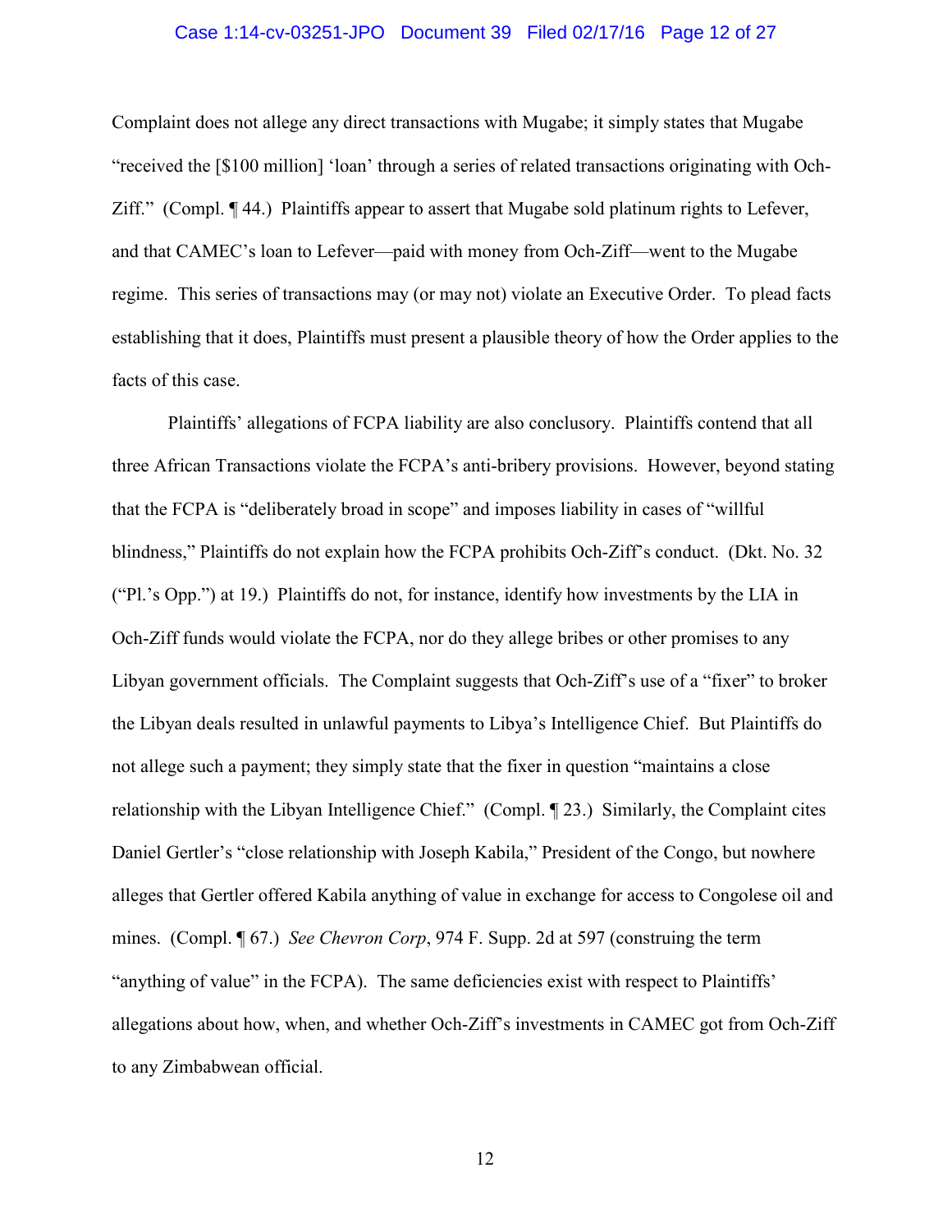Complaint does not allege any direct transactions with Mugabe; it simply states that Mugabe "received the [$100 million] 'loan' through a series of related transactions originating with Och-Ziff." (Compl. ¶ 44.) Plaintiffs appear to assert that Mugabe sold platinum rights to Lefever, and that CAMEC's loan to Lefever—paid with money from Och-Ziff—went to the Mugabe regime. This series of transactions may (or may not) violate an Executive Order. To plead facts establishing that it does, Plaintiffs must present a plausible theory of how the Order applies to the facts of this case.

Plaintiffs' allegations of FCPA liability are also conclusory. Plaintiffs contend that all three African Transactions violate the FCPA's anti-bribery provisions. However, beyond stating that the FCPA is "deliberately broad in scope" and imposes liability in cases of "willful blindness," Plaintiffs do not explain how the FCPA prohibits Och-Ziff's conduct. (Dkt. No. 32 ("Pl.'s Opp.") at 19.) Plaintiffs do not, for instance, identify how investments by the LIA in Och-Ziff funds would violate the FCPA, nor do they allege bribes or other promises to any Libyan government officials. The Complaint suggests that Och-Ziff's use of a "fixer" to broker the Libyan deals resulted in unlawful payments to Libya's Intelligence Chief. But Plaintiffs do not allege such a payment; they simply state that the fixer in question "maintains a close relationship with the Libyan Intelligence Chief." (Compl. ¶ 23.) Similarly, the Complaint cites Daniel Gertler's "close relationship with Joseph Kabila," President of the Congo, but nowhere alleges that Gertler offered Kabila anything of value in exchange for access to Congolese oil and mines. (Compl. ¶ 67.) *See Chevron Corp*, 974 F. Supp. 2d at 597 (construing the term "anything of value" in the FCPA). The same deficiencies exist with respect to Plaintiffs' allegations about how, when, and whether Och-Ziff's investments in CAMEC got from Och-Ziff to any Zimbabwean official.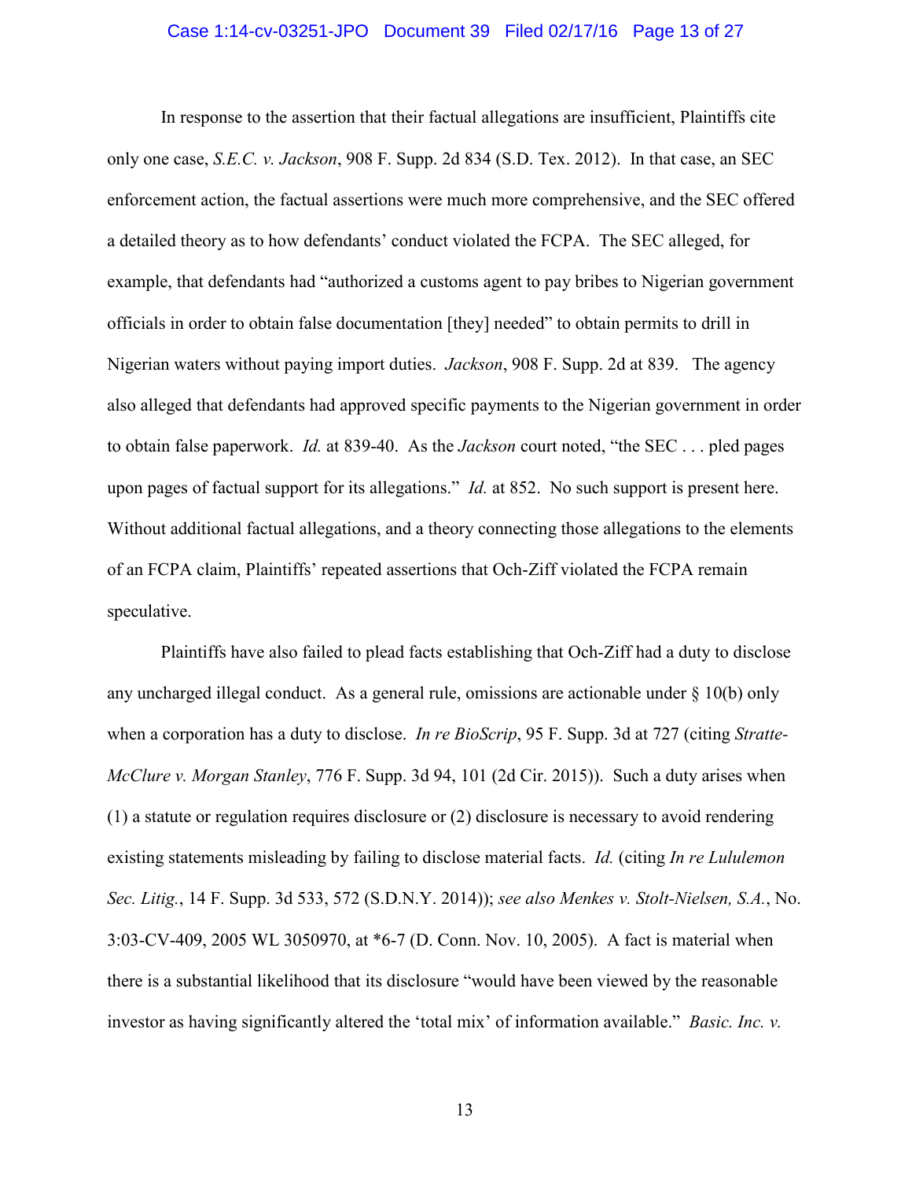In response to the assertion that their factual allegations are insufficient, Plaintiffs cite only one case, *S.E.C. v. Jackson*, 908 F. Supp. 2d 834 (S.D. Tex. 2012). In that case, an SEC enforcement action, the factual assertions were much more comprehensive, and the SEC offered a detailed theory as to how defendants' conduct violated the FCPA. The SEC alleged, for example, that defendants had "authorized a customs agent to pay bribes to Nigerian government officials in order to obtain false documentation [they] needed" to obtain permits to drill in Nigerian waters without paying import duties. *Jackson*, 908 F. Supp. 2d at 839. The agency also alleged that defendants had approved specific payments to the Nigerian government in order to obtain false paperwork. *Id.* at 839-40. As the *Jackson* court noted, "the SEC . . . pled pages upon pages of factual support for its allegations." *Id.* at 852. No such support is present here. Without additional factual allegations, and a theory connecting those allegations to the elements of an FCPA claim, Plaintiffs' repeated assertions that Och-Ziff violated the FCPA remain speculative.

Plaintiffs have also failed to plead facts establishing that Och-Ziff had a duty to disclose any uncharged illegal conduct. As a general rule, omissions are actionable under § 10(b) only when a corporation has a duty to disclose. *In re BioScrip*, 95 F. Supp. 3d at 727 (citing *Stratte-McClure v. Morgan Stanley*, 776 F. Supp. 3d 94, 101 (2d Cir. 2015)). Such a duty arises when (1) a statute or regulation requires disclosure or (2) disclosure is necessary to avoid rendering existing statements misleading by failing to disclose material facts. *Id.* (citing *In re Lululemon Sec. Litig.*, 14 F. Supp. 3d 533, 572 (S.D.N.Y. 2014)); *see also Menkes v. Stolt-Nielsen, S.A.*, No. 3:03-CV-409, 2005 WL 3050970, at *6-7 (D. Conn. Nov. 10, 2005). A fact is material when there is a substantial likelihood that its disclosure "would have been viewed by the reasonable investor as having significantly altered the 'total mix' of information available." *Basic. Inc. v.*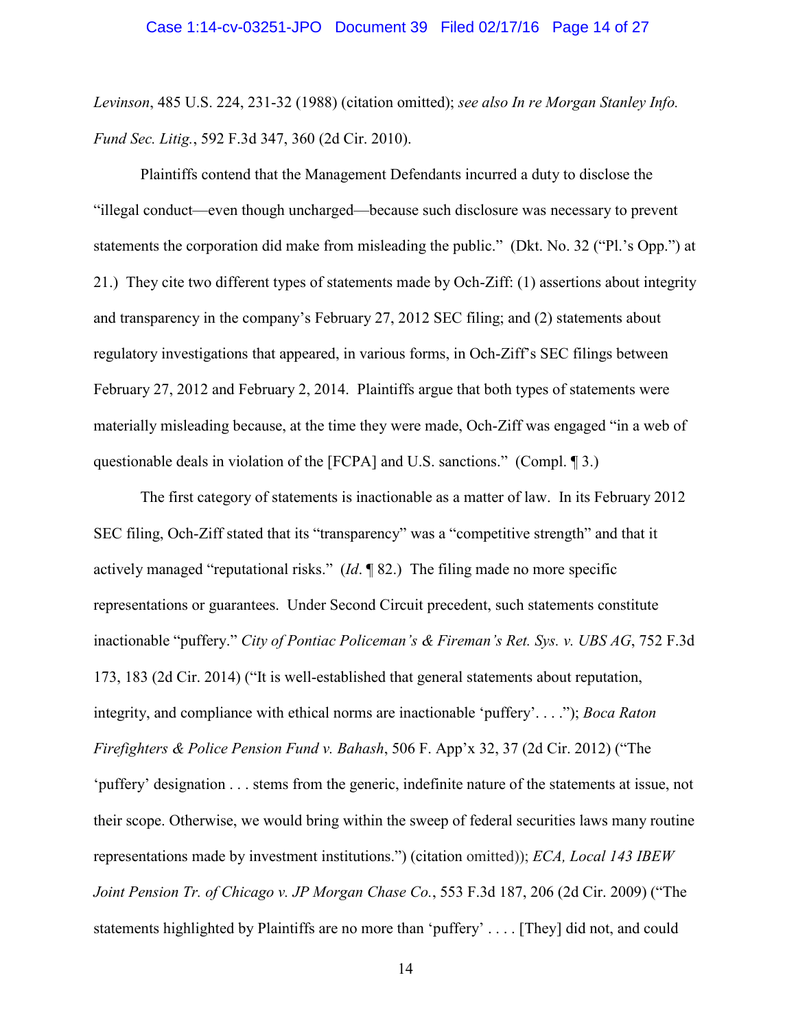*Levinson*, 485 U.S. 224, 231-32 (1988) (citation omitted); *see also In re Morgan Stanley Info. Fund Sec. Litig.*, 592 F.3d 347, 360 (2d Cir. 2010).

Plaintiffs contend that the Management Defendants incurred a duty to disclose the "illegal conduct—even though uncharged—because such disclosure was necessary to prevent statements the corporation did make from misleading the public." (Dkt. No. 32 ("Pl.'s Opp.") at 21.) They cite two different types of statements made by Och-Ziff: (1) assertions about integrity and transparency in the company's February 27, 2012 SEC filing; and (2) statements about regulatory investigations that appeared, in various forms, in Och-Ziff's SEC filings between February 27, 2012 and February 2, 2014. Plaintiffs argue that both types of statements were materially misleading because, at the time they were made, Och-Ziff was engaged "in a web of questionable deals in violation of the [FCPA] and U.S. sanctions." (Compl. ¶ 3.)

The first category of statements is inactionable as a matter of law. In its February 2012 SEC filing, Och-Ziff stated that its "transparency" was a "competitive strength" and that it actively managed "reputational risks." (*Id*. ¶ 82.) The filing made no more specific representations or guarantees. Under Second Circuit precedent, such statements constitute inactionable "puffery." *City of Pontiac Policeman's & Fireman's Ret. Sys. v. UBS AG*, 752 F.3d 173, 183 (2d Cir. 2014) ("It is well-established that general statements about reputation, integrity, and compliance with ethical norms are inactionable 'puffery'. . . ."); *Boca Raton Firefighters & Police Pension Fund v. Bahash*, 506 F. App'x 32, 37 (2d Cir. 2012) ("The 'puffery' designation . . . stems from the generic, indefinite nature of the statements at issue, not their scope. Otherwise, we would bring within the sweep of federal securities laws many routine representations made by investment institutions.") (citation omitted)); *ECA, Local 143 IBEW Joint Pension Tr. of Chicago v. JP Morgan Chase Co.*, 553 F.3d 187, 206 (2d Cir. 2009) ("The statements highlighted by Plaintiffs are no more than 'puffery' . . . . [They] did not, and could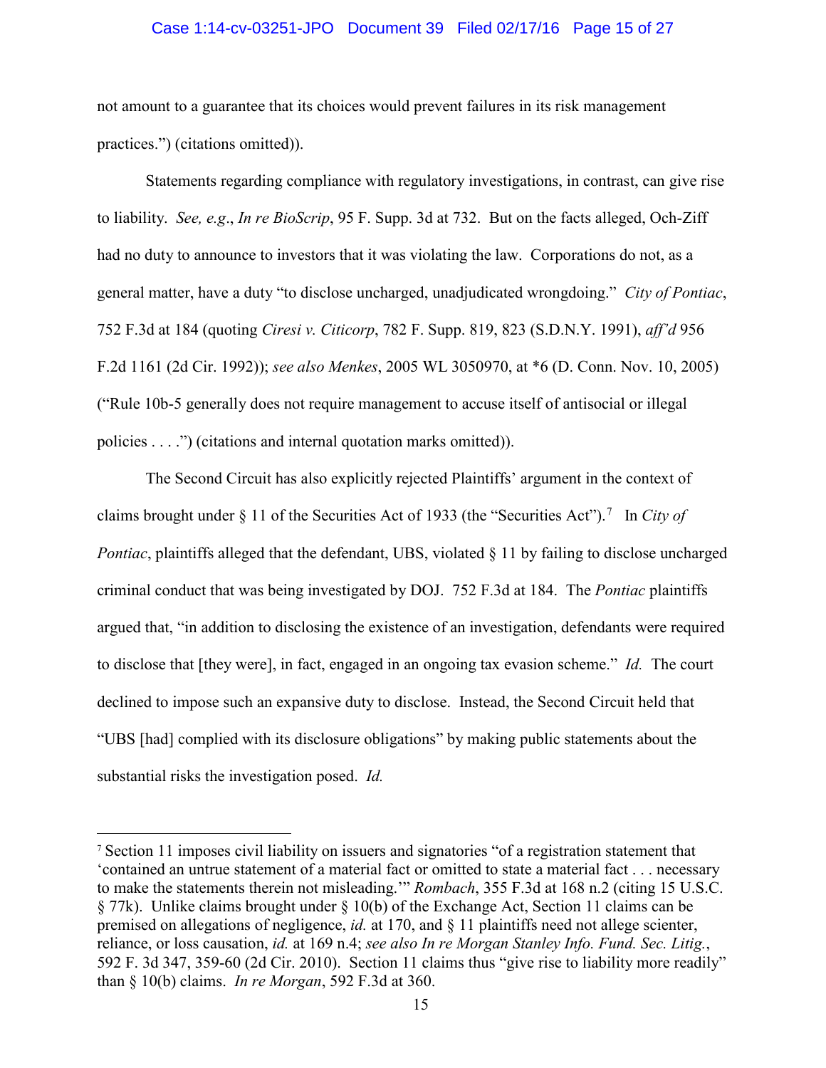not amount to a guarantee that its choices would prevent failures in its risk management practices.") (citations omitted)).

Statements regarding compliance with regulatory investigations, in contrast, can give rise to liability. *See, e.g*., *In re BioScrip*, 95 F. Supp. 3d at 732. But on the facts alleged, Och-Ziff had no duty to announce to investors that it was violating the law. Corporations do not, as a general matter, have a duty "to disclose uncharged, unadjudicated wrongdoing." *City of Pontiac*, 752 F.3d at 184 (quoting *Ciresi v. Citicorp*, 782 F. Supp. 819, 823 (S.D.N.Y. 1991), *aff'd* 956 F.2d 1161 (2d Cir. 1992)); *see also Menkes*, 2005 WL 3050970, at *6 (D. Conn. Nov. 10, 2005) ("Rule 10b-5 generally does not require management to accuse itself of antisocial or illegal policies . . . .") (citations and internal quotation marks omitted)).

The Second Circuit has also explicitly rejected Plaintiffs' argument in the context of claims brought under § 11 of the Securities Act of 1933 (the "Securities Act").[7] In *City of Pontiac*, plaintiffs alleged that the defendant, UBS, violated § 11 by failing to disclose uncharged criminal conduct that was being investigated by DOJ. 752 F.3d at 184. The *Pontiac* plaintiffs argued that, "in addition to disclosing the existence of an investigation, defendants were required to disclose that [they were], in fact, engaged in an ongoing tax evasion scheme." *Id.* The court declined to impose such an expansive duty to disclose. Instead, the Second Circuit held that "UBS [had] complied with its disclosure obligations" by making public statements about the substantial risks the investigation posed. *Id.*

---

[7] Section 11 imposes civil liability on issuers and signatories "of a registration statement that 'contained an untrue statement of a material fact or omitted to state a material fact . . . necessary to make the statements therein not misleading.'" *Rombach*, 355 F.3d at 168 n.2 (citing 15 U.S.C. § 77k). Unlike claims brought under § 10(b) of the Exchange Act, Section 11 claims can be premised on allegations of negligence, *id.* at 170, and § 11 plaintiffs need not allege scienter, reliance, or loss causation, *id.* at 169 n.4; *see also In re Morgan Stanley Info. Fund. Sec. Litig.*, 592 F. 3d 347, 359-60 (2d Cir. 2010). Section 11 claims thus "give rise to liability more readily" than § 10(b) claims. *In re Morgan*, 592 F.3d at 360.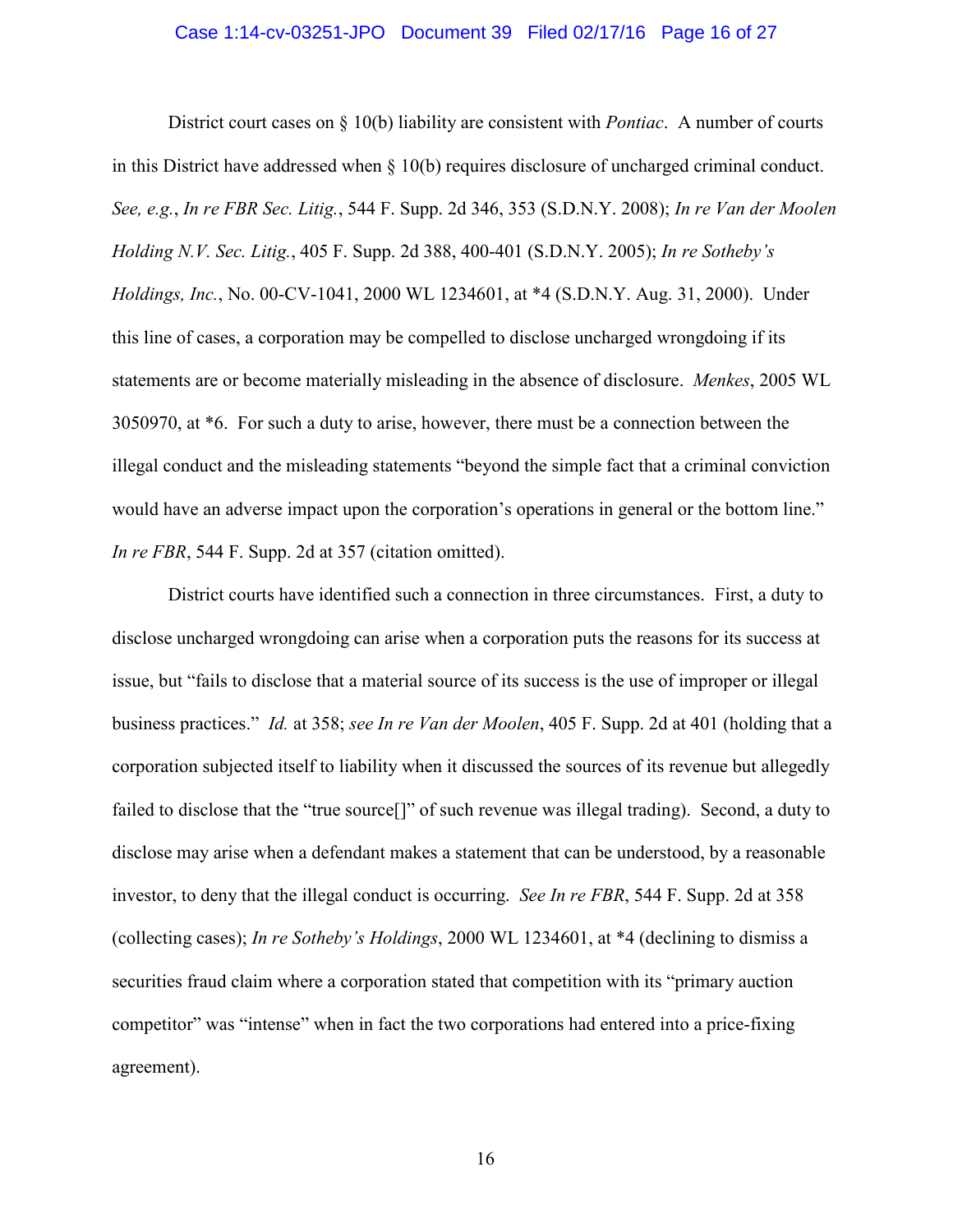District court cases on § 10(b) liability are consistent with *Pontiac*. A number of courts in this District have addressed when § 10(b) requires disclosure of uncharged criminal conduct. *See, e.g.*, *In re FBR Sec. Litig.*, 544 F. Supp. 2d 346, 353 (S.D.N.Y. 2008); *In re Van der Moolen Holding N.V. Sec. Litig.*, 405 F. Supp. 2d 388, 400-401 (S.D.N.Y. 2005); *In re Sotheby's Holdings, Inc.*, No. 00-CV-1041, 2000 WL 1234601, at *4 (S.D.N.Y. Aug. 31, 2000). Under this line of cases, a corporation may be compelled to disclose uncharged wrongdoing if its statements are or become materially misleading in the absence of disclosure. *Menkes*, 2005 WL 3050970, at *6. For such a duty to arise, however, there must be a connection between the illegal conduct and the misleading statements "beyond the simple fact that a criminal conviction would have an adverse impact upon the corporation's operations in general or the bottom line." *In re FBR*, 544 F. Supp. 2d at 357 (citation omitted).

District courts have identified such a connection in three circumstances. First, a duty to disclose uncharged wrongdoing can arise when a corporation puts the reasons for its success at issue, but "fails to disclose that a material source of its success is the use of improper or illegal business practices." *Id.* at 358; *see In re Van der Moolen*, 405 F. Supp. 2d at 401 (holding that a corporation subjected itself to liability when it discussed the sources of its revenue but allegedly failed to disclose that the "true source[]" of such revenue was illegal trading). Second, a duty to disclose may arise when a defendant makes a statement that can be understood, by a reasonable investor, to deny that the illegal conduct is occurring. *See In re FBR*, 544 F. Supp. 2d at 358 (collecting cases); *In re Sotheby's Holdings*, 2000 WL 1234601, at *4 (declining to dismiss a securities fraud claim where a corporation stated that competition with its "primary auction competitor" was "intense" when in fact the two corporations had entered into a price-fixing agreement).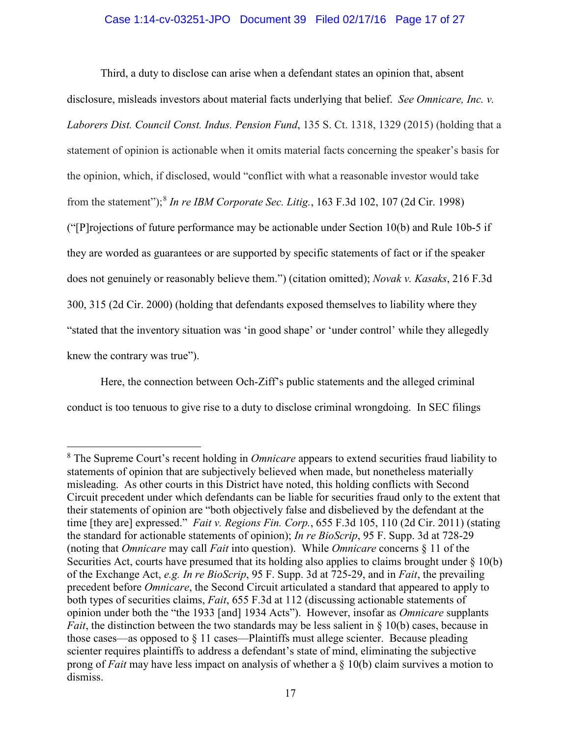Third, a duty to disclose can arise when a defendant states an opinion that, absent disclosure, misleads investors about material facts underlying that belief. *See Omnicare, Inc. v. Laborers Dist. Council Const. Indus. Pension Fund*, 135 S. Ct. 1318, 1329 (2015) (holding that a statement of opinion is actionable when it omits material facts concerning the speaker's basis for the opinion, which, if disclosed, would "conflict with what a reasonable investor would take from the statement");[8] *In re IBM Corporate Sec. Litig.*, 163 F.3d 102, 107 (2d Cir. 1998) ("[P]rojections of future performance may be actionable under Section 10(b) and Rule 10b-5 if they are worded as guarantees or are supported by specific statements of fact or if the speaker does not genuinely or reasonably believe them.") (citation omitted); *Novak v. Kasaks*, 216 F.3d 300, 315 (2d Cir. 2000) (holding that defendants exposed themselves to liability where they "stated that the inventory situation was 'in good shape' or 'under control' while they allegedly knew the contrary was true").

Here, the connection between Och-Ziff's public statements and the alleged criminal conduct is too tenuous to give rise to a duty to disclose criminal wrongdoing. In SEC filings

[8] The Supreme Court's recent holding in *Omnicare* appears to extend securities fraud liability to statements of opinion that are subjectively believed when made, but nonetheless materially misleading. As other courts in this District have noted, this holding conflicts with Second Circuit precedent under which defendants can be liable for securities fraud only to the extent that their statements of opinion are "both objectively false and disbelieved by the defendant at the time [they are] expressed." *Fait v. Regions Fin. Corp.*, 655 F.3d 105, 110 (2d Cir. 2011) (stating the standard for actionable statements of opinion); *In re BioScrip*, 95 F. Supp. 3d at 728-29 (noting that *Omnicare* may call *Fait* into question). While *Omnicare* concerns § 11 of the Securities Act, courts have presumed that its holding also applies to claims brought under § 10(b) of the Exchange Act, *e.g. In re BioScrip*, 95 F. Supp. 3d at 725-29, and in *Fait*, the prevailing precedent before *Omnicare*, the Second Circuit articulated a standard that appeared to apply to both types of securities claims, *Fait*, 655 F.3d at 112 (discussing actionable statements of opinion under both the "the 1933 [and] 1934 Acts"). However, insofar as *Omnicare* supplants *Fait*, the distinction between the two standards may be less salient in § 10(b) cases, because in those cases—as opposed to § 11 cases—Plaintiffs must allege scienter. Because pleading scienter requires plaintiffs to address a defendant's state of mind, eliminating the subjective prong of *Fait* may have less impact on analysis of whether a § 10(b) claim survives a motion to dismiss.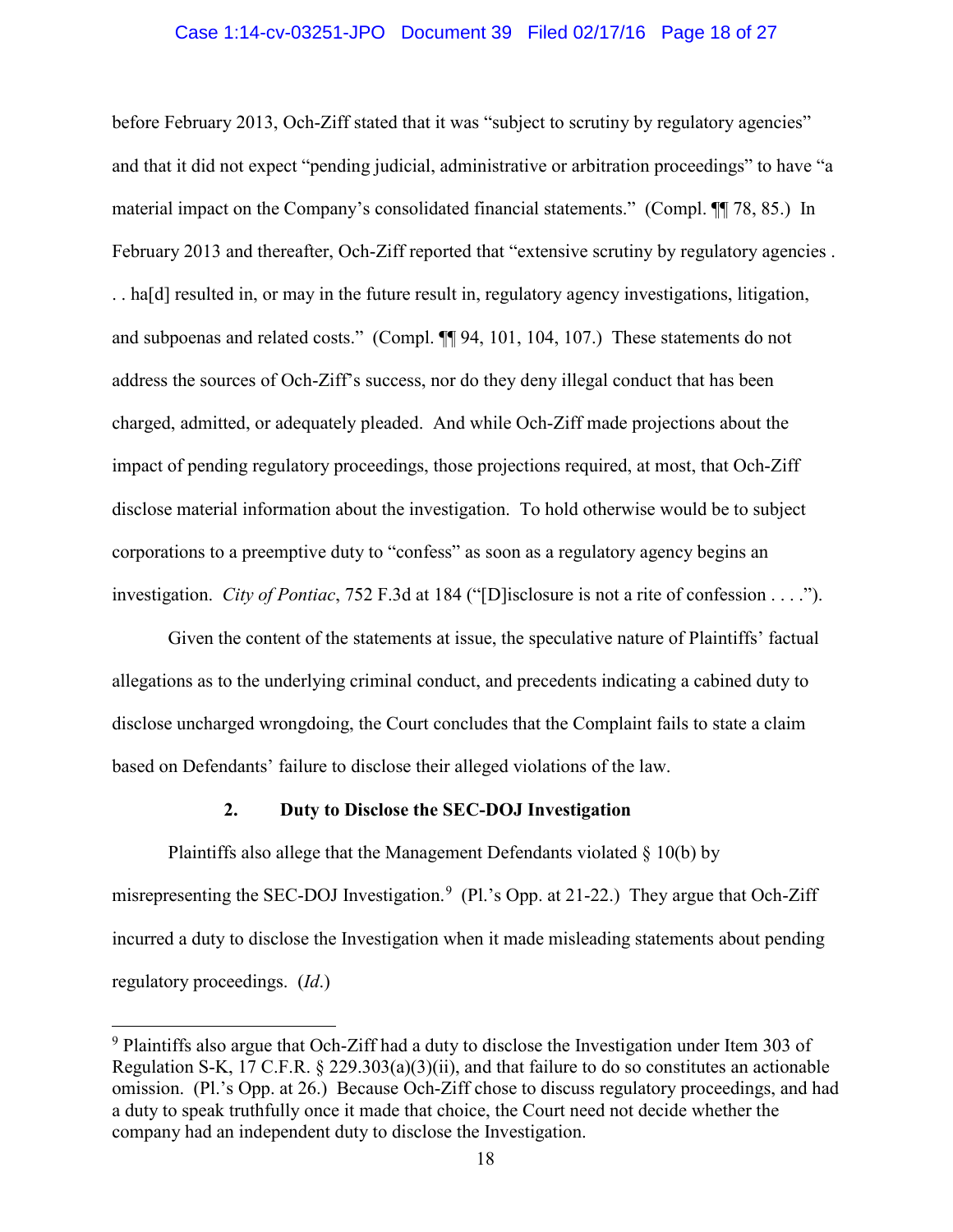before February 2013, Och-Ziff stated that it was "subject to scrutiny by regulatory agencies" and that it did not expect "pending judicial, administrative or arbitration proceedings" to have "a material impact on the Company's consolidated financial statements." (Compl. ¶¶ 78, 85.) In February 2013 and thereafter, Och-Ziff reported that "extensive scrutiny by regulatory agencies . . . ha[d] resulted in, or may in the future result in, regulatory agency investigations, litigation, and subpoenas and related costs." (Compl. ¶¶ 94, 101, 104, 107.) These statements do not address the sources of Och-Ziff's success, nor do they deny illegal conduct that has been charged, admitted, or adequately pleaded. And while Och-Ziff made projections about the impact of pending regulatory proceedings, those projections required, at most, that Och-Ziff disclose material information about the investigation. To hold otherwise would be to subject corporations to a preemptive duty to "confess" as soon as a regulatory agency begins an investigation. *City of Pontiac*, 752 F.3d at 184 ("[D]isclosure is not a rite of confession . . . .").

Given the content of the statements at issue, the speculative nature of Plaintiffs' factual allegations as to the underlying criminal conduct, and precedents indicating a cabined duty to disclose uncharged wrongdoing, the Court concludes that the Complaint fails to state a claim based on Defendants' failure to disclose their alleged violations of the law.

**2. Duty to Disclose the SEC-DOJ Investigation**

Plaintiffs also allege that the Management Defendants violated § 10(b) by misrepresenting the SEC-DOJ Investigation.[9] (Pl.'s Opp. at 21-22.) They argue that Och-Ziff incurred a duty to disclose the Investigation when it made misleading statements about pending regulatory proceedings. (*Id.*)

---

[9] Plaintiffs also argue that Och-Ziff had a duty to disclose the Investigation under Item 303 of Regulation S-K, 17 C.F.R. § 229.303(a)(3)(ii), and that failure to do so constitutes an actionable omission. (Pl.'s Opp. at 26.) Because Och-Ziff chose to discuss regulatory proceedings, and had a duty to speak truthfully once it made that choice, the Court need not decide whether the company had an independent duty to disclose the Investigation.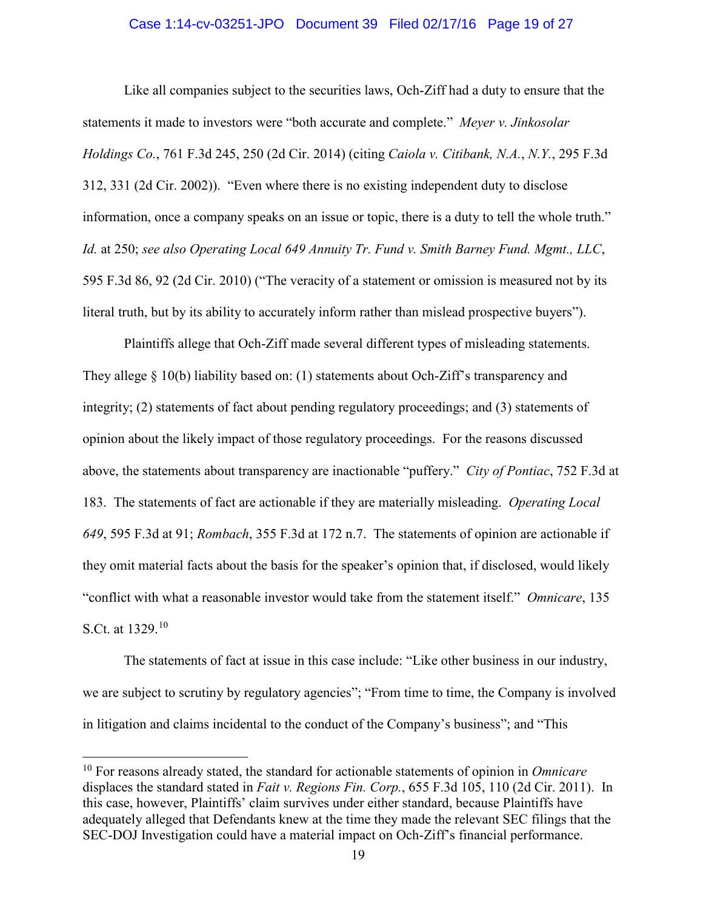Like all companies subject to the securities laws, Och-Ziff had a duty to ensure that the statements it made to investors were "both accurate and complete." *Meyer v. Jinkosolar Holdings Co.*, 761 F.3d 245, 250 (2d Cir. 2014) (citing *Caiola v. Citibank, N.A.*, *N.Y.*, 295 F.3d 312, 331 (2d Cir. 2002)). "Even where there is no existing independent duty to disclose information, once a company speaks on an issue or topic, there is a duty to tell the whole truth." *Id.* at 250; *see also Operating Local 649 Annuity Tr. Fund v. Smith Barney Fund. Mgmt., LLC*, 595 F.3d 86, 92 (2d Cir. 2010) ("The veracity of a statement or omission is measured not by its literal truth, but by its ability to accurately inform rather than mislead prospective buyers").

Plaintiffs allege that Och-Ziff made several different types of misleading statements. They allege § 10(b) liability based on: (1) statements about Och-Ziff's transparency and integrity; (2) statements of fact about pending regulatory proceedings; and (3) statements of opinion about the likely impact of those regulatory proceedings. For the reasons discussed above, the statements about transparency are inactionable "puffery." *City of Pontiac*, 752 F.3d at 183. The statements of fact are actionable if they are materially misleading. *Operating Local 649*, 595 F.3d at 91; *Rombach*, 355 F.3d at 172 n.7. The statements of opinion are actionable if they omit material facts about the basis for the speaker's opinion that, if disclosed, would likely "conflict with what a reasonable investor would take from the statement itself." *Omnicare*, 135 S.Ct. at 1329.[10]

The statements of fact at issue in this case include: "Like other business in our industry, we are subject to scrutiny by regulatory agencies"; "From time to time, the Company is involved in litigation and claims incidental to the conduct of the Company's business"; and "This

---

[10] For reasons already stated, the standard for actionable statements of opinion in *Omnicare* displaces the standard stated in *Fait v. Regions Fin. Corp.*, 655 F.3d 105, 110 (2d Cir. 2011). In this case, however, Plaintiffs' claim survives under either standard, because Plaintiffs have adequately alleged that Defendants knew at the time they made the relevant SEC filings that the SEC-DOJ Investigation could have a material impact on Och-Ziff's financial performance.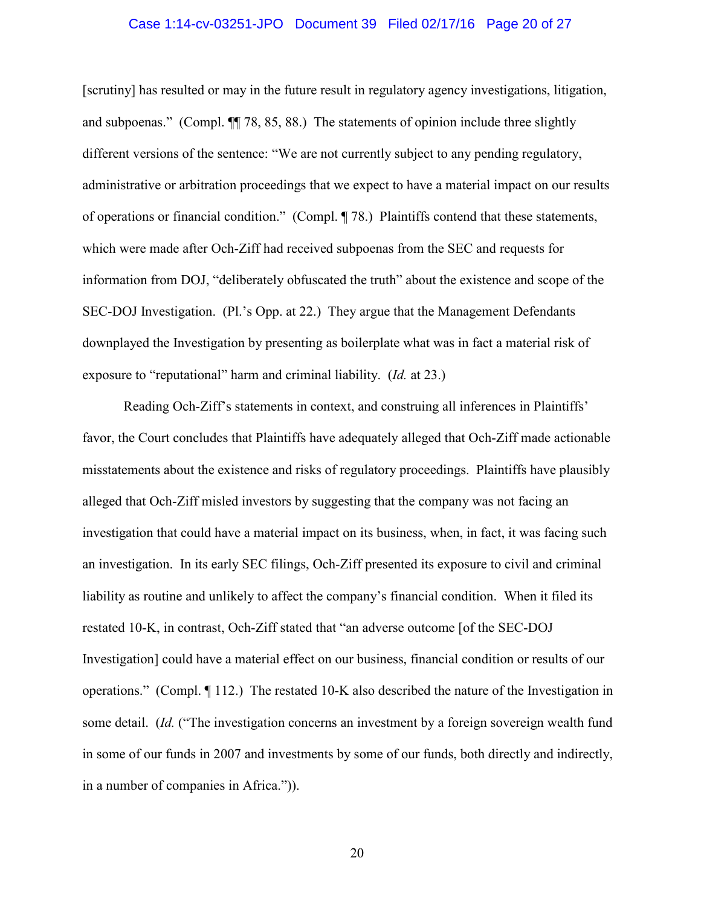[scrutiny] has resulted or may in the future result in regulatory agency investigations, litigation, and subpoenas." (Compl. ¶¶ 78, 85, 88.) The statements of opinion include three slightly different versions of the sentence: "We are not currently subject to any pending regulatory, administrative or arbitration proceedings that we expect to have a material impact on our results of operations or financial condition." (Compl. ¶ 78.) Plaintiffs contend that these statements, which were made after Och-Ziff had received subpoenas from the SEC and requests for information from DOJ, "deliberately obfuscated the truth" about the existence and scope of the SEC-DOJ Investigation. (Pl.'s Opp. at 22.) They argue that the Management Defendants downplayed the Investigation by presenting as boilerplate what was in fact a material risk of exposure to "reputational" harm and criminal liability. (*Id.* at 23.)

Reading Och-Ziff's statements in context, and construing all inferences in Plaintiffs' favor, the Court concludes that Plaintiffs have adequately alleged that Och-Ziff made actionable misstatements about the existence and risks of regulatory proceedings. Plaintiffs have plausibly alleged that Och-Ziff misled investors by suggesting that the company was not facing an investigation that could have a material impact on its business, when, in fact, it was facing such an investigation. In its early SEC filings, Och-Ziff presented its exposure to civil and criminal liability as routine and unlikely to affect the company's financial condition. When it filed its restated 10-K, in contrast, Och-Ziff stated that "an adverse outcome [of the SEC-DOJ Investigation] could have a material effect on our business, financial condition or results of our operations." (Compl. ¶ 112.) The restated 10-K also described the nature of the Investigation in some detail. (*Id.* ("The investigation concerns an investment by a foreign sovereign wealth fund in some of our funds in 2007 and investments by some of our funds, both directly and indirectly, in a number of companies in Africa.")).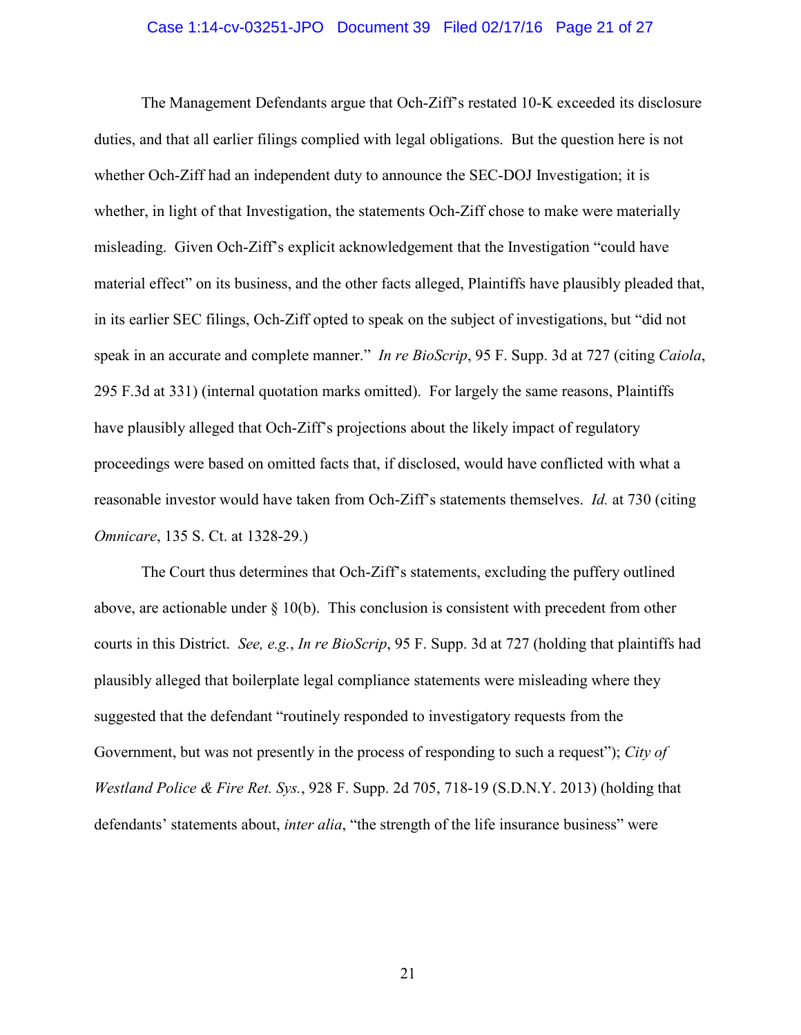The Management Defendants argue that Och-Ziff's restated 10-K exceeded its disclosure duties, and that all earlier filings complied with legal obligations. But the question here is not whether Och-Ziff had an independent duty to announce the SEC-DOJ Investigation; it is whether, in light of that Investigation, the statements Och-Ziff chose to make were materially misleading. Given Och-Ziff's explicit acknowledgement that the Investigation "could have material effect" on its business, and the other facts alleged, Plaintiffs have plausibly pleaded that, in its earlier SEC filings, Och-Ziff opted to speak on the subject of investigations, but "did not speak in an accurate and complete manner." *In re BioScrip*, 95 F. Supp. 3d at 727 (citing *Caiola*, 295 F.3d at 331) (internal quotation marks omitted). For largely the same reasons, Plaintiffs have plausibly alleged that Och-Ziff's projections about the likely impact of regulatory proceedings were based on omitted facts that, if disclosed, would have conflicted with what a reasonable investor would have taken from Och-Ziff's statements themselves. *Id.* at 730 (citing *Omnicare*, 135 S. Ct. at 1328-29.)

The Court thus determines that Och-Ziff's statements, excluding the puffery outlined above, are actionable under § 10(b). This conclusion is consistent with precedent from other courts in this District. *See, e.g.*, *In re BioScrip*, 95 F. Supp. 3d at 727 (holding that plaintiffs had plausibly alleged that boilerplate legal compliance statements were misleading where they suggested that the defendant "routinely responded to investigatory requests from the Government, but was not presently in the process of responding to such a request"); *City of Westland Police & Fire Ret. Sys.*, 928 F. Supp. 2d 705, 718-19 (S.D.N.Y. 2013) (holding that defendants' statements about, *inter alia*, "the strength of the life insurance business" were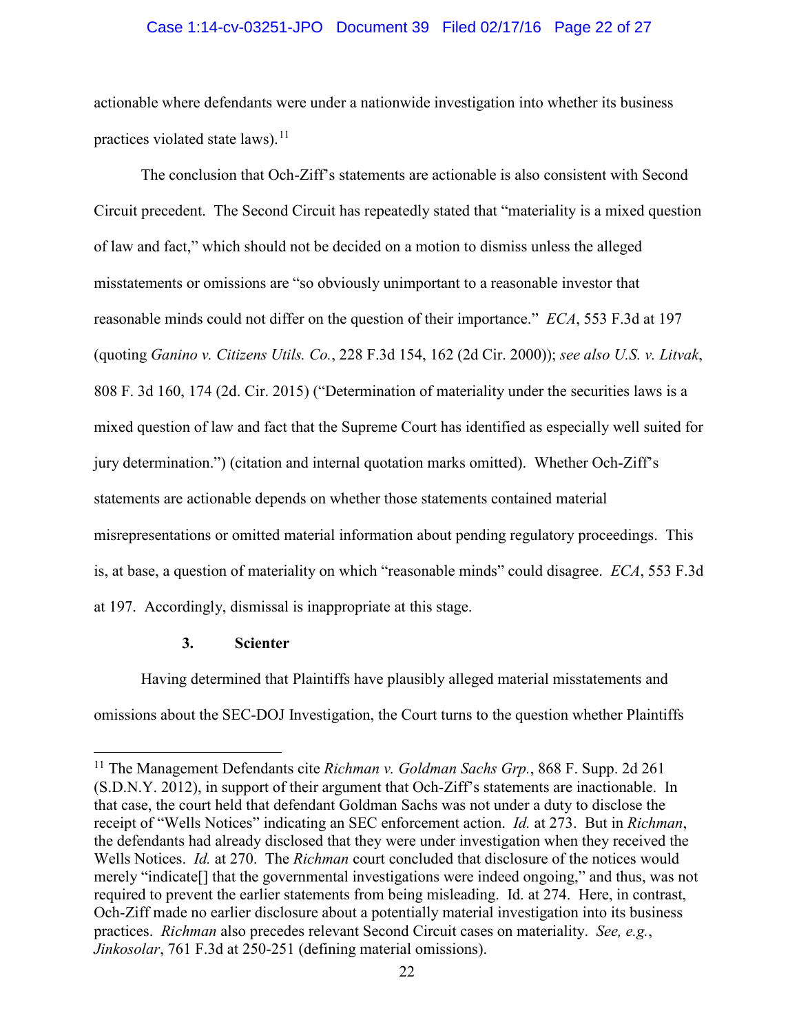actionable where defendants were under a nationwide investigation into whether its business practices violated state laws).[11]

The conclusion that Och-Ziff's statements are actionable is also consistent with Second Circuit precedent. The Second Circuit has repeatedly stated that "materiality is a mixed question of law and fact," which should not be decided on a motion to dismiss unless the alleged misstatements or omissions are "so obviously unimportant to a reasonable investor that reasonable minds could not differ on the question of their importance." *ECA*, 553 F.3d at 197 (quoting *Ganino v. Citizens Utils. Co.*, 228 F.3d 154, 162 (2d Cir. 2000)); *see also U.S. v. Litvak*, 808 F. 3d 160, 174 (2d. Cir. 2015) ("Determination of materiality under the securities laws is a mixed question of law and fact that the Supreme Court has identified as especially well suited for jury determination.") (citation and internal quotation marks omitted). Whether Och-Ziff's statements are actionable depends on whether those statements contained material misrepresentations or omitted material information about pending regulatory proceedings. This is, at base, a question of materiality on which "reasonable minds" could disagree. *ECA*, 553 F.3d at 197. Accordingly, dismissal is inappropriate at this stage.

**3. Scienter**

Having determined that Plaintiffs have plausibly alleged material misstatements and omissions about the SEC-DOJ Investigation, the Court turns to the question whether Plaintiffs

---

[11] The Management Defendants cite *Richman v. Goldman Sachs Grp.*, 868 F. Supp. 2d 261 (S.D.N.Y. 2012), in support of their argument that Och-Ziff's statements are inactionable. In that case, the court held that defendant Goldman Sachs was not under a duty to disclose the receipt of "Wells Notices" indicating an SEC enforcement action. *Id.* at 273. But in *Richman*, the defendants had already disclosed that they were under investigation when they received the Wells Notices. *Id.* at 270. The *Richman* court concluded that disclosure of the notices would merely "indicate[] that the governmental investigations were indeed ongoing," and thus, was not required to prevent the earlier statements from being misleading. Id. at 274. Here, in contrast, Och-Ziff made no earlier disclosure about a potentially material investigation into its business practices. *Richman* also precedes relevant Second Circuit cases on materiality. *See, e.g.*, *Jinkosolar*, 761 F.3d at 250-251 (defining material omissions).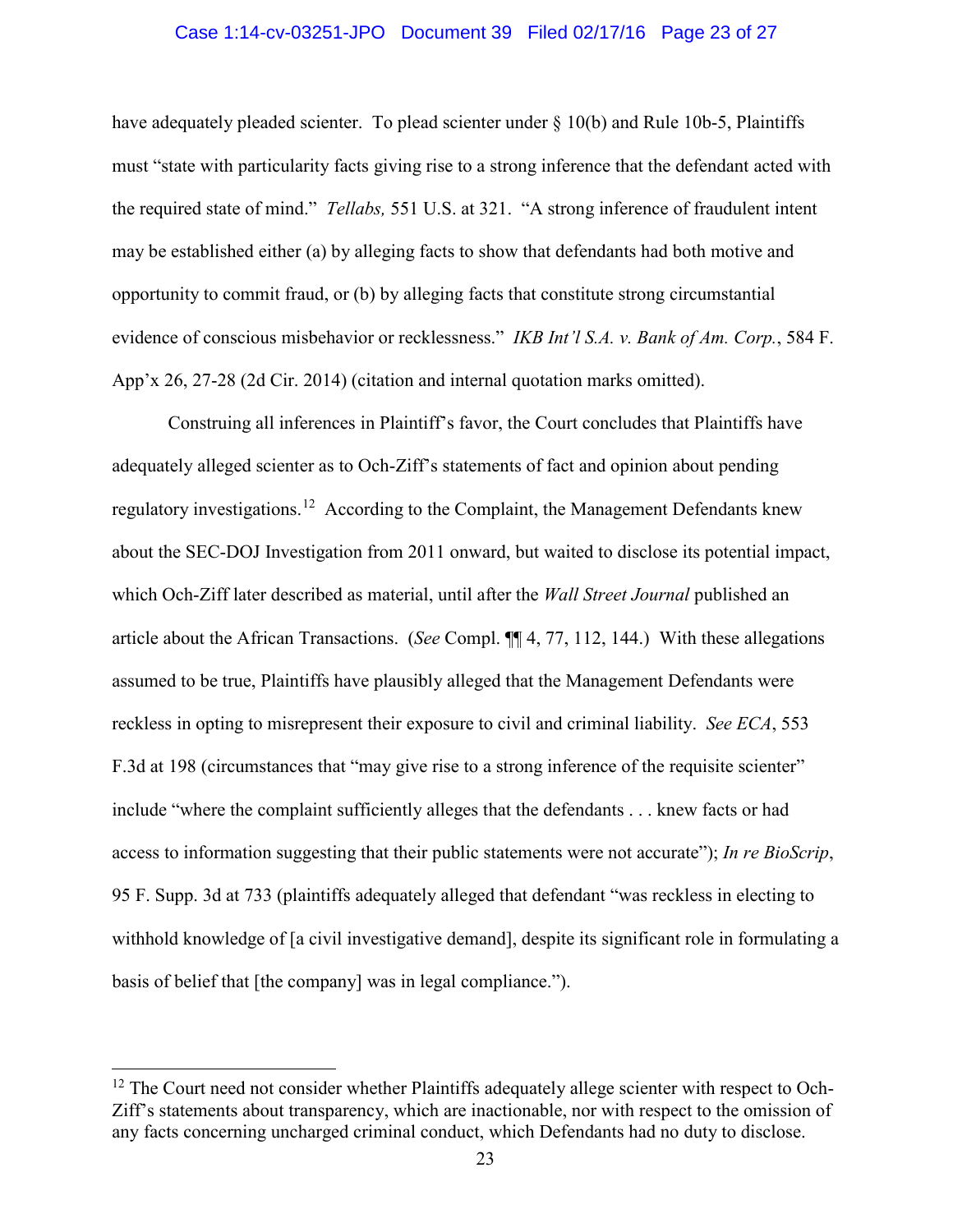have adequately pleaded scienter. To plead scienter under § 10(b) and Rule 10b-5, Plaintiffs must "state with particularity facts giving rise to a strong inference that the defendant acted with the required state of mind." *Tellabs,* 551 U.S. at 321. "A strong inference of fraudulent intent may be established either (a) by alleging facts to show that defendants had both motive and opportunity to commit fraud, or (b) by alleging facts that constitute strong circumstantial evidence of conscious misbehavior or recklessness." *IKB Int'l S.A. v. Bank of Am. Corp.*, 584 F. App'x 26, 27-28 (2d Cir. 2014) (citation and internal quotation marks omitted).

Construing all inferences in Plaintiff's favor, the Court concludes that Plaintiffs have adequately alleged scienter as to Och-Ziff's statements of fact and opinion about pending regulatory investigations.[12] According to the Complaint, the Management Defendants knew about the SEC-DOJ Investigation from 2011 onward, but waited to disclose its potential impact, which Och-Ziff later described as material, until after the *Wall Street Journal* published an article about the African Transactions. (*See* Compl. ¶¶ 4, 77, 112, 144.) With these allegations assumed to be true, Plaintiffs have plausibly alleged that the Management Defendants were reckless in opting to misrepresent their exposure to civil and criminal liability. *See ECA*, 553 F.3d at 198 (circumstances that "may give rise to a strong inference of the requisite scienter" include "where the complaint sufficiently alleges that the defendants . . . knew facts or had access to information suggesting that their public statements were not accurate"); *In re BioScrip*, 95 F. Supp. 3d at 733 (plaintiffs adequately alleged that defendant "was reckless in electing to withhold knowledge of [a civil investigative demand], despite its significant role in formulating a basis of belief that [the company] was in legal compliance.").

---

[12] The Court need not consider whether Plaintiffs adequately allege scienter with respect to Och-Ziff's statements about transparency, which are inactionable, nor with respect to the omission of any facts concerning uncharged criminal conduct, which Defendants had no duty to disclose.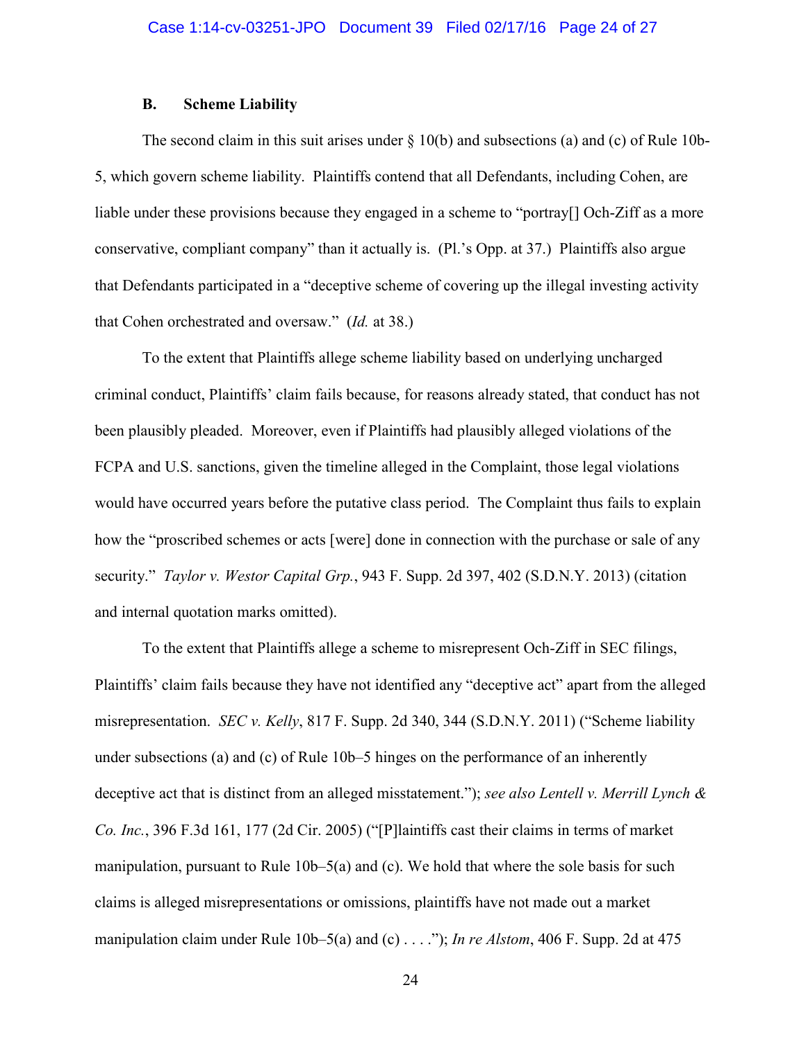### B. Scheme Liability

The second claim in this suit arises under § 10(b) and subsections (a) and (c) of Rule 10b-5, which govern scheme liability. Plaintiffs contend that all Defendants, including Cohen, are liable under these provisions because they engaged in a scheme to "portray[] Och-Ziff as a more conservative, compliant company" than it actually is. (Pl.'s Opp. at 37.) Plaintiffs also argue that Defendants participated in a "deceptive scheme of covering up the illegal investing activity that Cohen orchestrated and oversaw." (*Id.* at 38.)

To the extent that Plaintiffs allege scheme liability based on underlying uncharged criminal conduct, Plaintiffs' claim fails because, for reasons already stated, that conduct has not been plausibly pleaded. Moreover, even if Plaintiffs had plausibly alleged violations of the FCPA and U.S. sanctions, given the timeline alleged in the Complaint, those legal violations would have occurred years before the putative class period. The Complaint thus fails to explain how the "proscribed schemes or acts [were] done in connection with the purchase or sale of any security." *Taylor v. Westor Capital Grp.*, 943 F. Supp. 2d 397, 402 (S.D.N.Y. 2013) (citation and internal quotation marks omitted).

To the extent that Plaintiffs allege a scheme to misrepresent Och-Ziff in SEC filings, Plaintiffs' claim fails because they have not identified any "deceptive act" apart from the alleged misrepresentation. *SEC v. Kelly*, 817 F. Supp. 2d 340, 344 (S.D.N.Y. 2011) ("Scheme liability under subsections (a) and (c) of Rule 10b–5 hinges on the performance of an inherently deceptive act that is distinct from an alleged misstatement."); *see also Lentell v. Merrill Lynch & Co. Inc.*, 396 F.3d 161, 177 (2d Cir. 2005) ("[P]laintiffs cast their claims in terms of market manipulation, pursuant to Rule 10b–5(a) and (c). We hold that where the sole basis for such claims is alleged misrepresentations or omissions, plaintiffs have not made out a market manipulation claim under Rule 10b–5(a) and (c) . . . ."); *In re Alstom*, 406 F. Supp. 2d at 475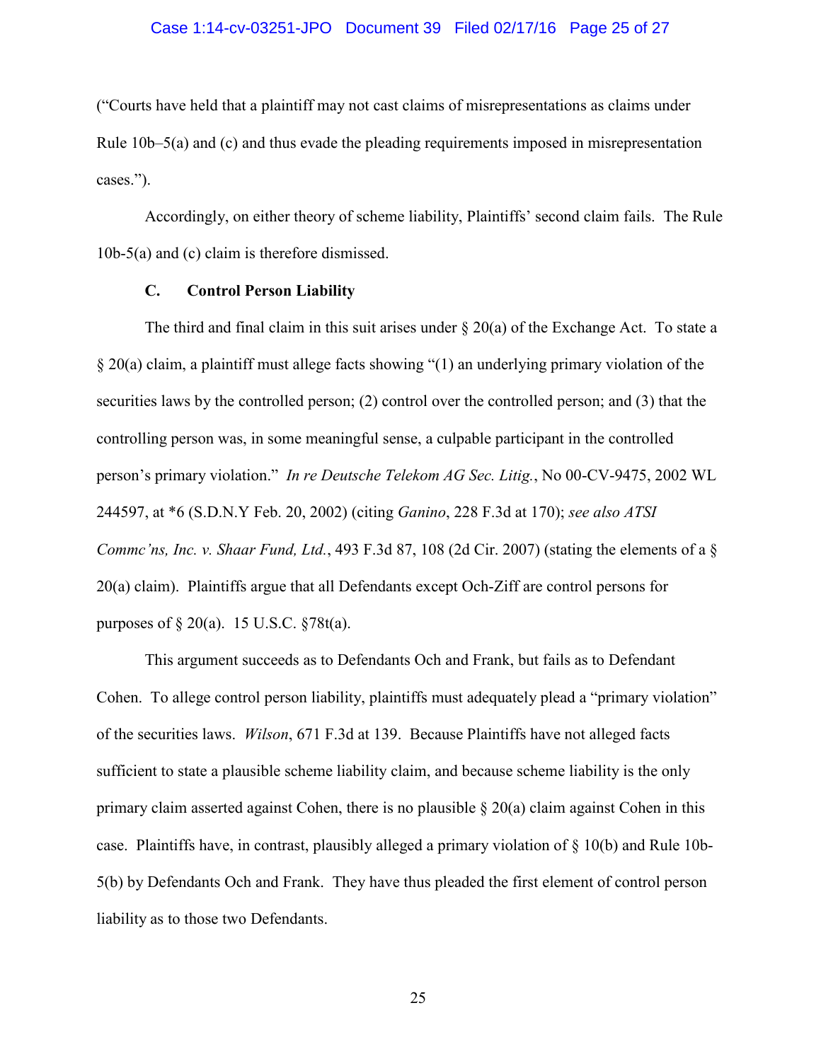("Courts have held that a plaintiff may not cast claims of misrepresentations as claims under Rule 10b–5(a) and (c) and thus evade the pleading requirements imposed in misrepresentation cases.").

Accordingly, on either theory of scheme liability, Plaintiffs' second claim fails. The Rule 10b-5(a) and (c) claim is therefore dismissed.

### C. Control Person Liability

The third and final claim in this suit arises under § 20(a) of the Exchange Act. To state a § 20(a) claim, a plaintiff must allege facts showing "(1) an underlying primary violation of the securities laws by the controlled person; (2) control over the controlled person; and (3) that the controlling person was, in some meaningful sense, a culpable participant in the controlled person's primary violation." *In re Deutsche Telekom AG Sec. Litig.*, No 00-CV-9475, 2002 WL 244597, at *6 (S.D.N.Y Feb. 20, 2002) (citing *Ganino*, 228 F.3d at 170); *see also ATSI Commc'ns, Inc. v. Shaar Fund, Ltd.*, 493 F.3d 87, 108 (2d Cir. 2007) (stating the elements of a § 20(a) claim). Plaintiffs argue that all Defendants except Och-Ziff are control persons for purposes of § 20(a). 15 U.S.C. §78t(a).

This argument succeeds as to Defendants Och and Frank, but fails as to Defendant Cohen. To allege control person liability, plaintiffs must adequately plead a "primary violation" of the securities laws. *Wilson*, 671 F.3d at 139. Because Plaintiffs have not alleged facts sufficient to state a plausible scheme liability claim, and because scheme liability is the only primary claim asserted against Cohen, there is no plausible § 20(a) claim against Cohen in this case. Plaintiffs have, in contrast, plausibly alleged a primary violation of § 10(b) and Rule 10b-5(b) by Defendants Och and Frank. They have thus pleaded the first element of control person liability as to those two Defendants.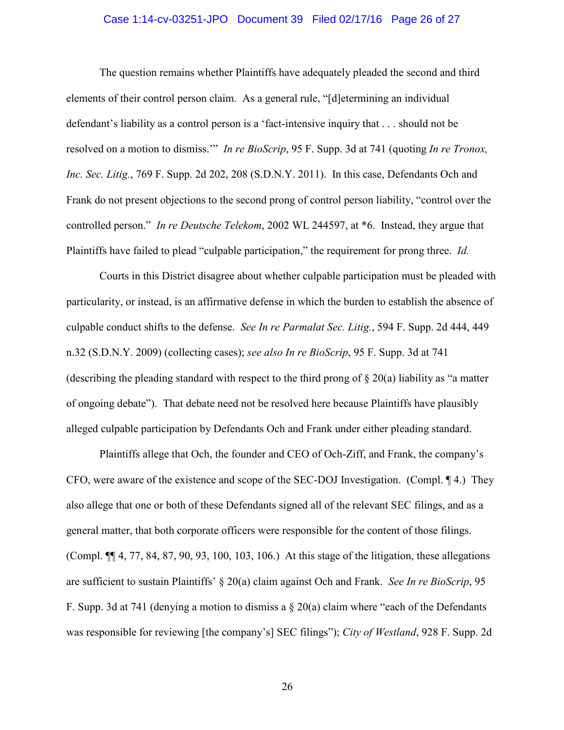The question remains whether Plaintiffs have adequately pleaded the second and third elements of their control person claim. As a general rule, "[d]etermining an individual defendant's liability as a control person is a 'fact-intensive inquiry that . . . should not be resolved on a motion to dismiss.'" *In re BioScrip*, 95 F. Supp. 3d at 741 (quoting *In re Tronox, Inc. Sec. Litig.*, 769 F. Supp. 2d 202, 208 (S.D.N.Y. 2011). In this case, Defendants Och and Frank do not present objections to the second prong of control person liability, "control over the controlled person." *In re Deutsche Telekom*, 2002 WL 244597, at *6. Instead, they argue that Plaintiffs have failed to plead "culpable participation," the requirement for prong three. *Id.*

Courts in this District disagree about whether culpable participation must be pleaded with particularity, or instead, is an affirmative defense in which the burden to establish the absence of culpable conduct shifts to the defense. *See In re Parmalat Sec. Litig.*, 594 F. Supp. 2d 444, 449 n.32 (S.D.N.Y. 2009) (collecting cases); *see also In re BioScrip*, 95 F. Supp. 3d at 741 (describing the pleading standard with respect to the third prong of § 20(a) liability as "a matter of ongoing debate"). That debate need not be resolved here because Plaintiffs have plausibly alleged culpable participation by Defendants Och and Frank under either pleading standard.

Plaintiffs allege that Och, the founder and CEO of Och-Ziff, and Frank, the company's CFO, were aware of the existence and scope of the SEC-DOJ Investigation. (Compl. ¶ 4.) They also allege that one or both of these Defendants signed all of the relevant SEC filings, and as a general matter, that both corporate officers were responsible for the content of those filings. (Compl. ¶¶ 4, 77, 84, 87, 90, 93, 100, 103, 106.) At this stage of the litigation, these allegations are sufficient to sustain Plaintiffs' § 20(a) claim against Och and Frank. *See In re BioScrip*, 95 F. Supp. 3d at 741 (denying a motion to dismiss a § 20(a) claim where "each of the Defendants was responsible for reviewing [the company's] SEC filings"); *City of Westland*, 928 F. Supp. 2d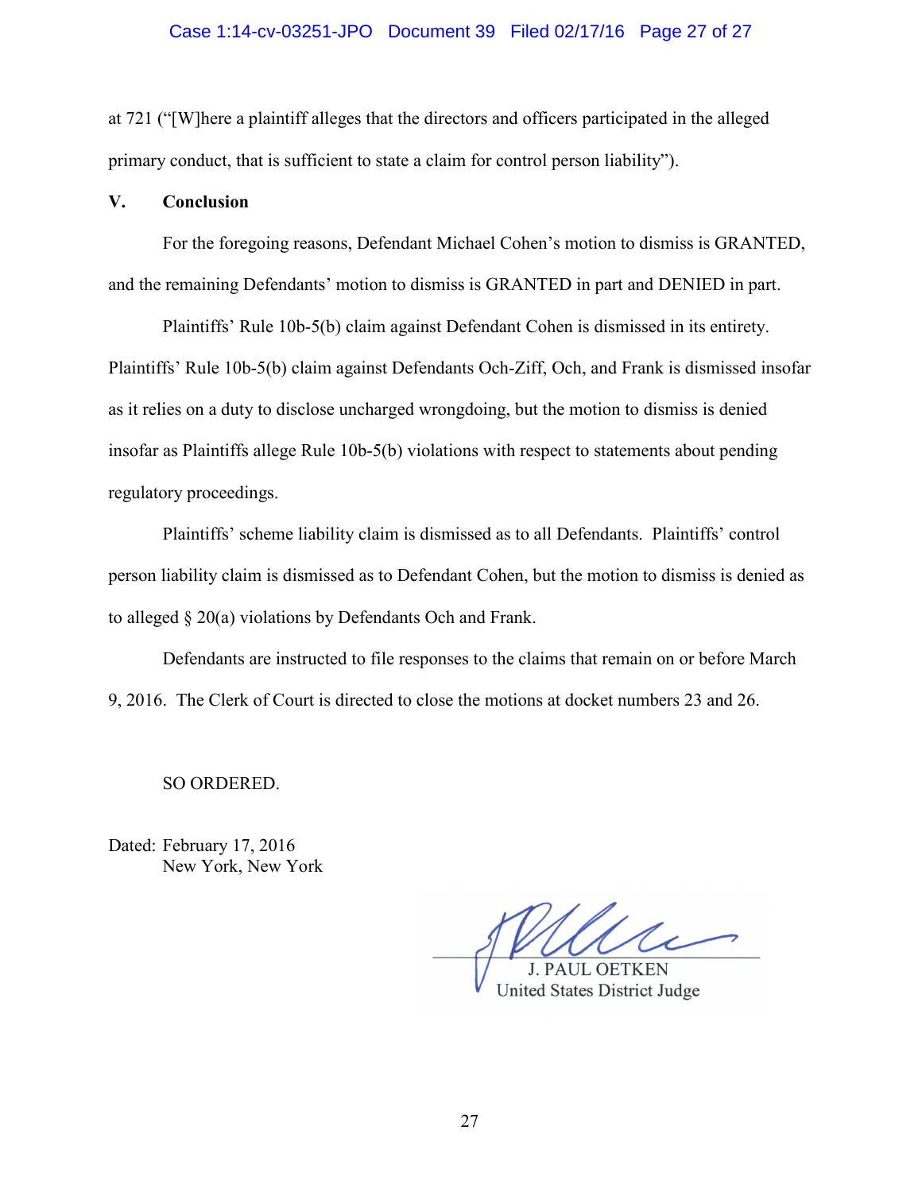at 721 ("[W]here a plaintiff alleges that the directors and officers participated in the alleged primary conduct, that is sufficient to state a claim for control person liability").

## V. Conclusion

For the foregoing reasons, Defendant Michael Cohen's motion to dismiss is GRANTED, and the remaining Defendants' motion to dismiss is GRANTED in part and DENIED in part.

Plaintiffs' Rule 10b-5(b) claim against Defendant Cohen is dismissed in its entirety. Plaintiffs' Rule 10b-5(b) claim against Defendants Och-Ziff, Och, and Frank is dismissed insofar as it relies on a duty to disclose uncharged wrongdoing, but the motion to dismiss is denied insofar as Plaintiffs allege Rule 10b-5(b) violations with respect to statements about pending regulatory proceedings.

Plaintiffs' scheme liability claim is dismissed as to all Defendants. Plaintiffs' control person liability claim is dismissed as to Defendant Cohen, but the motion to dismiss is denied as to alleged § 20(a) violations by Defendants Och and Frank.

Defendants are instructed to file responses to the claims that remain on or before March 9, 2016. The Clerk of Court is directed to close the motions at docket numbers 23 and 26.

SO ORDERED.

Dated: February 17, 2016
New York, New York

J. PAUL OETKEN
United States District Judge